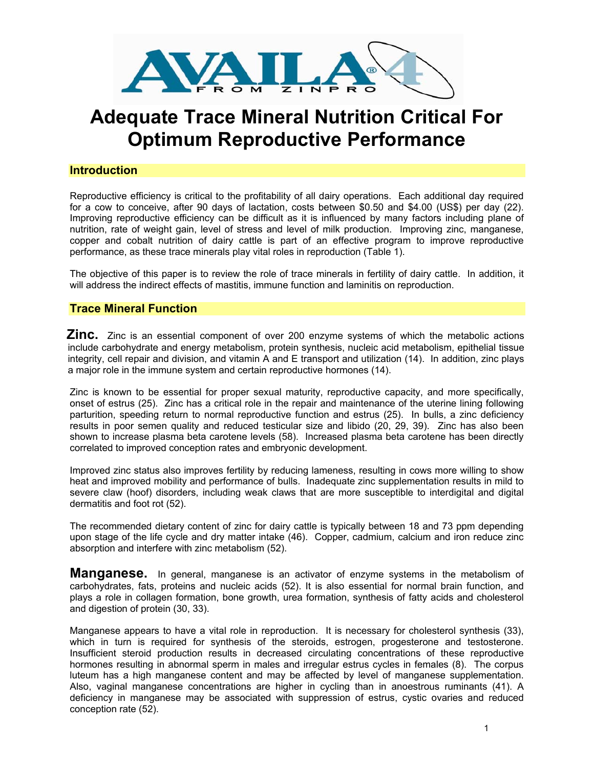# Adequate Trace Mineral Nutrition Critical For Optimum Reproductive Performance

## Introduction

Reproductive efficiency is critical to the profitability of all dairy operations. Each additional day required for a cow to conceive, after 90 days of lactation, costs between $0.50 and $4.00 (US$) per day (22). Improving reproductive efficiency can be difficult as it is influenced by many factors including plane of nutrition, rate of weight gain, level of stress and level of milk production. Improving zinc, manganese, copper and cobalt nutrition of dairy cattle is part of an effective program to improve reproductive performance, as these trace minerals play vital roles in reproduction (Table 1).

The objective of this paper is to review the role of trace minerals in fertility of dairy cattle. In addition, it will address the indirect effects of mastitis, immune function and laminitis on reproduction.

## Trace Mineral Function

**Zinc.** Zinc is an essential component of over 200 enzyme systems of which the metabolic actions include carbohydrate and energy metabolism, protein synthesis, nucleic acid metabolism, epithelial tissue integrity, cell repair and division, and vitamin A and E transport and utilization (14). In addition, zinc plays a major role in the immune system and certain reproductive hormones (14).

Zinc is known to be essential for proper sexual maturity, reproductive capacity, and more specifically, onset of estrus (25). Zinc has a critical role in the repair and maintenance of the uterine lining following parturition, speeding return to normal reproductive function and estrus (25). In bulls, a zinc deficiency results in poor semen quality and reduced testicular size and libido (20, 29, 39). Zinc has also been shown to increase plasma beta carotene levels (58). Increased plasma beta carotene has been directly correlated to improved conception rates and embryonic development.

Improved zinc status also improves fertility by reducing lameness, resulting in cows more willing to show heat and improved mobility and performance of bulls. Inadequate zinc supplementation results in mild to severe claw (hoof) disorders, including weak claws that are more susceptible to interdigital and digital dermatitis and foot rot (52).

The recommended dietary content of zinc for dairy cattle is typically between 18 and 73 ppm depending upon stage of the life cycle and dry matter intake (46). Copper, cadmium, calcium and iron reduce zinc absorption and interfere with zinc metabolism (52).

**Manganese.** In general, manganese is an activator of enzyme systems in the metabolism of carbohydrates, fats, proteins and nucleic acids (52). It is also essential for normal brain function, and plays a role in collagen formation, bone growth, urea formation, synthesis of fatty acids and cholesterol and digestion of protein (30, 33).

Manganese appears to have a vital role in reproduction. It is necessary for cholesterol synthesis (33), which in turn is required for synthesis of the steroids, estrogen, progesterone and testosterone. Insufficient steroid production results in decreased circulating concentrations of these reproductive hormones resulting in abnormal sperm in males and irregular estrus cycles in females (8). The corpus luteum has a high manganese content and may be affected by level of manganese supplementation. Also, vaginal manganese concentrations are higher in cycling than in anoestrous ruminants (41). A deficiency in manganese may be associated with suppression of estrus, cystic ovaries and reduced conception rate (52).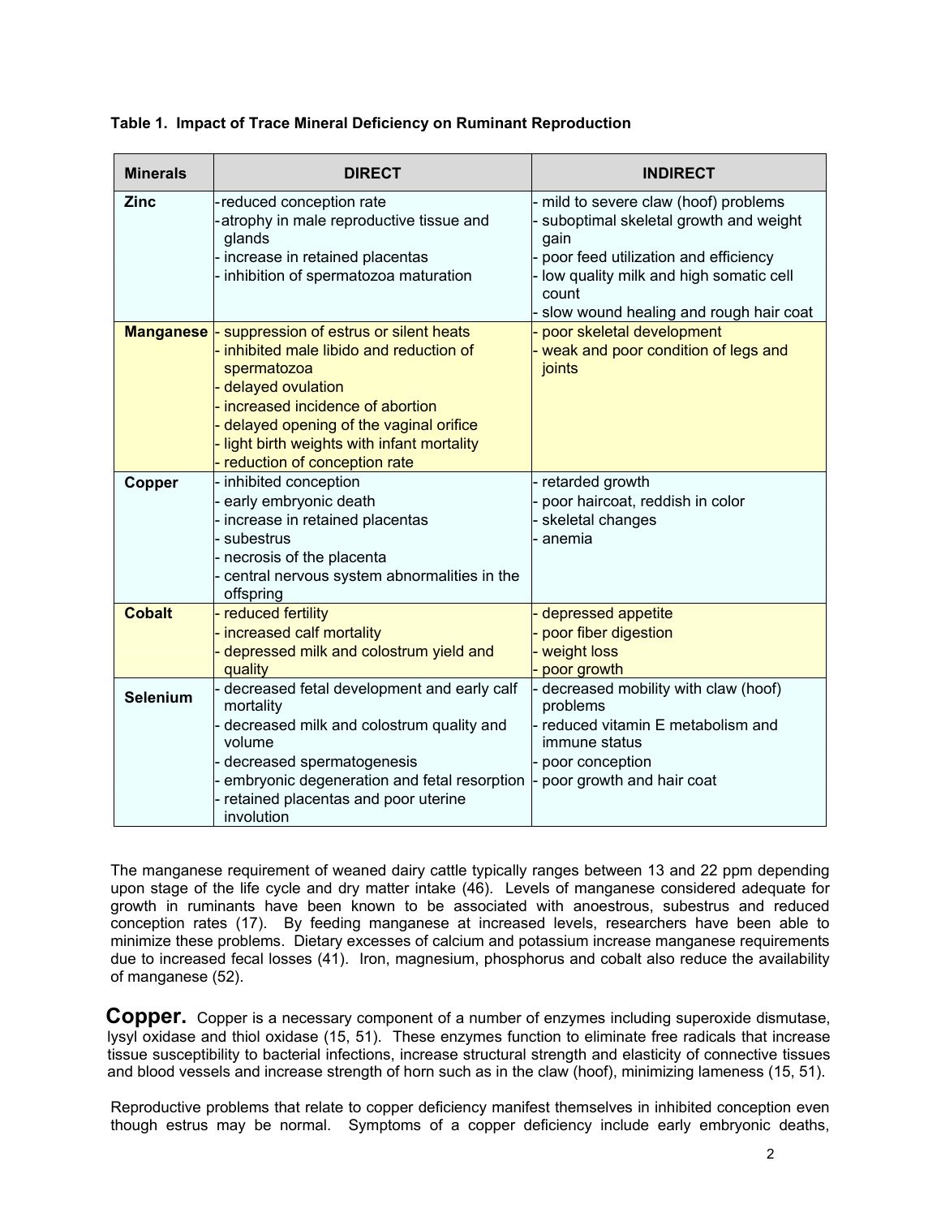**Table 1. Impact of Trace Mineral Deficiency on Ruminant Reproduction**

| Minerals | DIRECT | INDIRECT |
|---|---|---|
| **Zinc** | -reduced conception rate<br>-atrophy in male reproductive tissue and glands<br>- increase in retained placentas<br>- inhibition of spermatozoa maturation | - mild to severe claw (hoof) problems<br>- suboptimal skeletal growth and weight gain<br>- poor feed utilization and efficiency<br>- low quality milk and high somatic cell count<br>- slow wound healing and rough hair coat |
| **Manganese** | - suppression of estrus or silent heats<br>- inhibited male libido and reduction of spermatozoa<br>- delayed ovulation<br>- increased incidence of abortion<br>- delayed opening of the vaginal orifice<br>- light birth weights with infant mortality<br>- reduction of conception rate | - poor skeletal development<br>- weak and poor condition of legs and joints |
| **Copper** | - inhibited conception<br>- early embryonic death<br>- increase in retained placentas<br>- subestrus<br>- necrosis of the placenta<br>- central nervous system abnormalities in the offspring | - retarded growth<br>- poor haircoat, reddish in color<br>- skeletal changes<br>- anemia |
| **Cobalt** | - reduced fertility<br>- increased calf mortality<br>- depressed milk and colostrum yield and quality | - depressed appetite<br>- poor fiber digestion<br>- weight loss<br>- poor growth |
| **Selenium** | - decreased fetal development and early calf mortality<br>- decreased milk and colostrum quality and volume<br>- decreased spermatogenesis<br>- embryonic degeneration and fetal resorption<br>- retained placentas and poor uterine involution | - decreased mobility with claw (hoof) problems<br>- reduced vitamin E metabolism and immune status<br>- poor conception<br>- poor growth and hair coat |

The manganese requirement of weaned dairy cattle typically ranges between 13 and 22 ppm depending upon stage of the life cycle and dry matter intake (46). Levels of manganese considered adequate for growth in ruminants have been known to be associated with anoestrous, subestrus and reduced conception rates (17). By feeding manganese at increased levels, researchers have been able to minimize these problems. Dietary excesses of calcium and potassium increase manganese requirements due to increased fecal losses (41). Iron, magnesium, phosphorus and cobalt also reduce the availability of manganese (52).

**Copper.** Copper is a necessary component of a number of enzymes including superoxide dismutase, lysyl oxidase and thiol oxidase (15, 51). These enzymes function to eliminate free radicals that increase tissue susceptibility to bacterial infections, increase structural strength and elasticity of connective tissues and blood vessels and increase strength of horn such as in the claw (hoof), minimizing lameness (15, 51).

Reproductive problems that relate to copper deficiency manifest themselves in inhibited conception even though estrus may be normal. Symptoms of a copper deficiency include early embryonic deaths,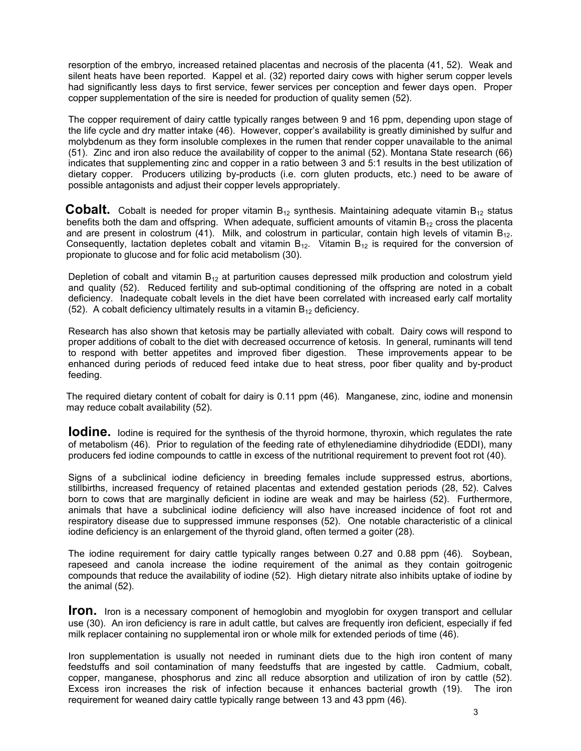resorption of the embryo, increased retained placentas and necrosis of the placenta (41, 52). Weak and silent heats have been reported. Kappel et al. (32) reported dairy cows with higher serum copper levels had significantly less days to first service, fewer services per conception and fewer days open. Proper copper supplementation of the sire is needed for production of quality semen (52).

The copper requirement of dairy cattle typically ranges between 9 and 16 ppm, depending upon stage of the life cycle and dry matter intake (46). However, copper's availability is greatly diminished by sulfur and molybdenum as they form insoluble complexes in the rumen that render copper unavailable to the animal (51). Zinc and iron also reduce the availability of copper to the animal (52). Montana State research (66) indicates that supplementing zinc and copper in a ratio between 3 and 5:1 results in the best utilization of dietary copper. Producers utilizing by-products (i.e. corn gluten products, etc.) need to be aware of possible antagonists and adjust their copper levels appropriately.

**Cobalt.** Cobalt is needed for proper vitamin $B_{12}$ synthesis. Maintaining adequate vitamin $B_{12}$ status benefits both the dam and offspring. When adequate, sufficient amounts of vitamin $B_{12}$ cross the placenta and are present in colostrum (41). Milk, and colostrum in particular, contain high levels of vitamin $B_{12}$. Consequently, lactation depletes cobalt and vitamin $B_{12}$. Vitamin $B_{12}$ is required for the conversion of propionate to glucose and for folic acid metabolism (30).

Depletion of cobalt and vitamin $B_{12}$ at parturition causes depressed milk production and colostrum yield and quality (52). Reduced fertility and sub-optimal conditioning of the offspring are noted in a cobalt deficiency. Inadequate cobalt levels in the diet have been correlated with increased early calf mortality (52). A cobalt deficiency ultimately results in a vitamin $B_{12}$ deficiency.

Research has also shown that ketosis may be partially alleviated with cobalt. Dairy cows will respond to proper additions of cobalt to the diet with decreased occurrence of ketosis. In general, ruminants will tend to respond with better appetites and improved fiber digestion. These improvements appear to be enhanced during periods of reduced feed intake due to heat stress, poor fiber quality and by-product feeding.

The required dietary content of cobalt for dairy is 0.11 ppm (46). Manganese, zinc, iodine and monensin may reduce cobalt availability (52).

**Iodine.** Iodine is required for the synthesis of the thyroid hormone, thyroxin, which regulates the rate of metabolism (46). Prior to regulation of the feeding rate of ethylenediamine dihydriodide (EDDI), many producers fed iodine compounds to cattle in excess of the nutritional requirement to prevent foot rot (40).

Signs of a subclinical iodine deficiency in breeding females include suppressed estrus, abortions, stillbirths, increased frequency of retained placentas and extended gestation periods (28, 52). Calves born to cows that are marginally deficient in iodine are weak and may be hairless (52). Furthermore, animals that have a subclinical iodine deficiency will also have increased incidence of foot rot and respiratory disease due to suppressed immune responses (52). One notable characteristic of a clinical iodine deficiency is an enlargement of the thyroid gland, often termed a goiter (28).

The iodine requirement for dairy cattle typically ranges between 0.27 and 0.88 ppm (46). Soybean, rapeseed and canola increase the iodine requirement of the animal as they contain goitrogenic compounds that reduce the availability of iodine (52). High dietary nitrate also inhibits uptake of iodine by the animal (52).

**Iron.** Iron is a necessary component of hemoglobin and myoglobin for oxygen transport and cellular use (30). An iron deficiency is rare in adult cattle, but calves are frequently iron deficient, especially if fed milk replacer containing no supplemental iron or whole milk for extended periods of time (46).

Iron supplementation is usually not needed in ruminant diets due to the high iron content of many feedstuffs and soil contamination of many feedstuffs that are ingested by cattle. Cadmium, cobalt, copper, manganese, phosphorus and zinc all reduce absorption and utilization of iron by cattle (52). Excess iron increases the risk of infection because it enhances bacterial growth (19). The iron requirement for weaned dairy cattle typically range between 13 and 43 ppm (46).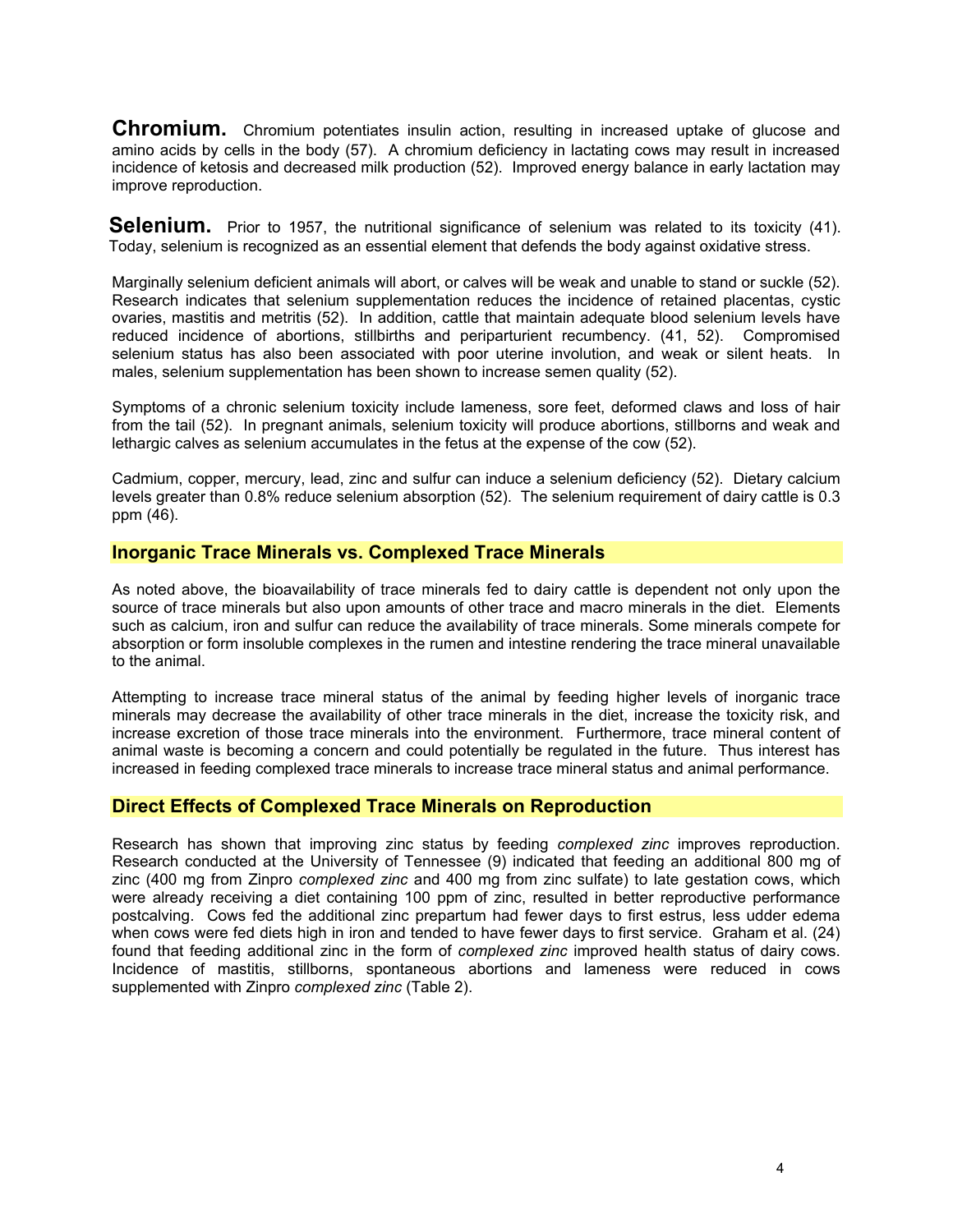**Chromium.** Chromium potentiates insulin action, resulting in increased uptake of glucose and amino acids by cells in the body (57). A chromium deficiency in lactating cows may result in increased incidence of ketosis and decreased milk production (52). Improved energy balance in early lactation may improve reproduction.

**Selenium.** Prior to 1957, the nutritional significance of selenium was related to its toxicity (41). Today, selenium is recognized as an essential element that defends the body against oxidative stress.

Marginally selenium deficient animals will abort, or calves will be weak and unable to stand or suckle (52). Research indicates that selenium supplementation reduces the incidence of retained placentas, cystic ovaries, mastitis and metritis (52). In addition, cattle that maintain adequate blood selenium levels have reduced incidence of abortions, stillbirths and periparturient recumbency. (41, 52). Compromised selenium status has also been associated with poor uterine involution, and weak or silent heats. In males, selenium supplementation has been shown to increase semen quality (52).

Symptoms of a chronic selenium toxicity include lameness, sore feet, deformed claws and loss of hair from the tail (52). In pregnant animals, selenium toxicity will produce abortions, stillborns and weak and lethargic calves as selenium accumulates in the fetus at the expense of the cow (52).

Cadmium, copper, mercury, lead, zinc and sulfur can induce a selenium deficiency (52). Dietary calcium levels greater than 0.8% reduce selenium absorption (52). The selenium requirement of dairy cattle is 0.3 ppm (46).

## Inorganic Trace Minerals vs. Complexed Trace Minerals

As noted above, the bioavailability of trace minerals fed to dairy cattle is dependent not only upon the source of trace minerals but also upon amounts of other trace and macro minerals in the diet. Elements such as calcium, iron and sulfur can reduce the availability of trace minerals. Some minerals compete for absorption or form insoluble complexes in the rumen and intestine rendering the trace mineral unavailable to the animal.

Attempting to increase trace mineral status of the animal by feeding higher levels of inorganic trace minerals may decrease the availability of other trace minerals in the diet, increase the toxicity risk, and increase excretion of those trace minerals into the environment. Furthermore, trace mineral content of animal waste is becoming a concern and could potentially be regulated in the future. Thus interest has increased in feeding complexed trace minerals to increase trace mineral status and animal performance.

## Direct Effects of Complexed Trace Minerals on Reproduction

Research has shown that improving zinc status by feeding *complexed zinc* improves reproduction. Research conducted at the University of Tennessee (9) indicated that feeding an additional 800 mg of zinc (400 mg from Zinpro *complexed zinc* and 400 mg from zinc sulfate) to late gestation cows, which were already receiving a diet containing 100 ppm of zinc, resulted in better reproductive performance postcalving. Cows fed the additional zinc prepartum had fewer days to first estrus, less udder edema when cows were fed diets high in iron and tended to have fewer days to first service. Graham et al. (24) found that feeding additional zinc in the form of *complexed zinc* improved health status of dairy cows. Incidence of mastitis, stillborns, spontaneous abortions and lameness were reduced in cows supplemented with Zinpro *complexed zinc* (Table 2).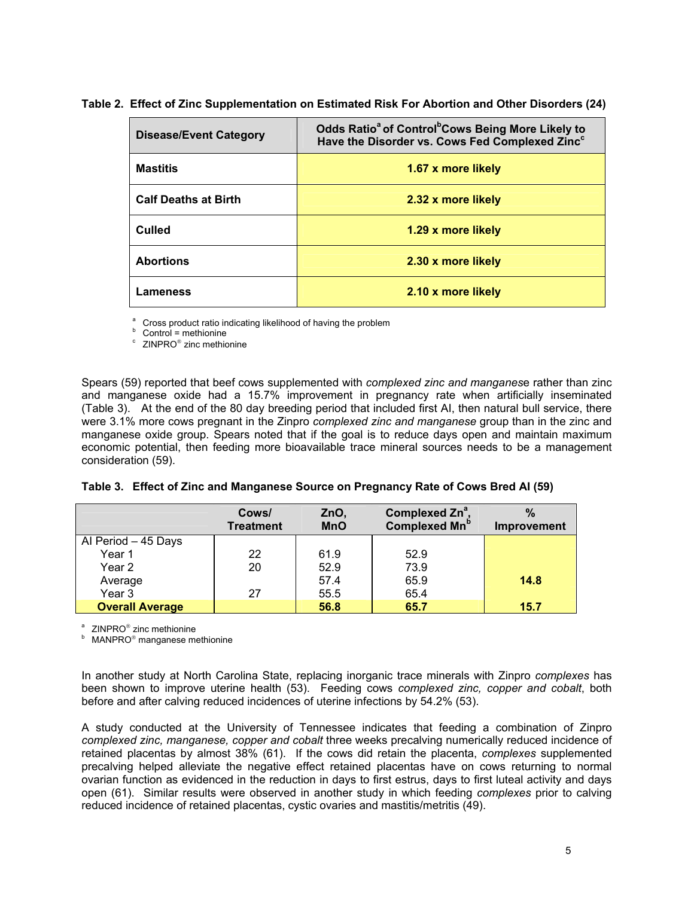**Table 2. Effect of Zinc Supplementation on Estimated Risk For Abortion and Other Disorders (24)**

| Disease/Event Category | Odds Ratio[a] of Control[b] Cows Being More Likely to Have the Disorder vs. Cows Fed Complexed Zinc[c] |
|---|---|
| **Mastitis** | **1.67 x more likely** |
| **Calf Deaths at Birth** | **2.32 x more likely** |
| **Culled** | **1.29 x more likely** |
| **Abortions** | **2.30 x more likely** |
| **Lameness** | **2.10 x more likely** |

[a] Cross product ratio indicating likelihood of having the problem
[b] Control = methionine
[c] ZINPRO® zinc methionine

Spears (59) reported that beef cows supplemented with *complexed zinc and manganese* rather than zinc and manganese oxide had a 15.7% improvement in pregnancy rate when artificially inseminated (Table 3). At the end of the 80 day breeding period that included first AI, then natural bull service, there were 3.1% more cows pregnant in the Zinpro *complexed zinc and manganese* group than in the zinc and manganese oxide group. Spears noted that if the goal is to reduce days open and maintain maximum economic potential, then feeding more bioavailable trace mineral sources needs to be a management consideration (59).

**Table 3. Effect of Zinc and Manganese Source on Pregnancy Rate of Cows Bred AI (59)**

| | Cows/ Treatment | ZnO, MnO | Complexed Zn[a], Complexed Mn[b] | % Improvement |
|---|---|---|---|---|
| AI Period – 45 Days | | | | |
| Year 1 | 22 | 61.9 | 52.9 | |
| Year 2 | 20 | 52.9 | 73.9 | |
| Average | | 57.4 | 65.9 | **14.8** |
| Year 3 | 27 | 55.5 | 65.4 | |
| **Overall Average** | | **56.8** | **65.7** | **15.7** |

[a] ZINPRO® zinc methionine
[b] MANPRO® manganese methionine

In another study at North Carolina State, replacing inorganic trace minerals with Zinpro *complexes* has been shown to improve uterine health (53). Feeding cows *complexed zinc, copper and cobalt*, both before and after calving reduced incidences of uterine infections by 54.2% (53).

A study conducted at the University of Tennessee indicates that feeding a combination of Zinpro *complexed zinc, manganese, copper and cobalt* three weeks precalving numerically reduced incidence of retained placentas by almost 38% (61). If the cows did retain the placenta, *complexes* supplemented precalving helped alleviate the negative effect retained placentas have on cows returning to normal ovarian function as evidenced in the reduction in days to first estrus, days to first luteal activity and days open (61). Similar results were observed in another study in which feeding *complexes* prior to calving reduced incidence of retained placentas, cystic ovaries and mastitis/metritis (49).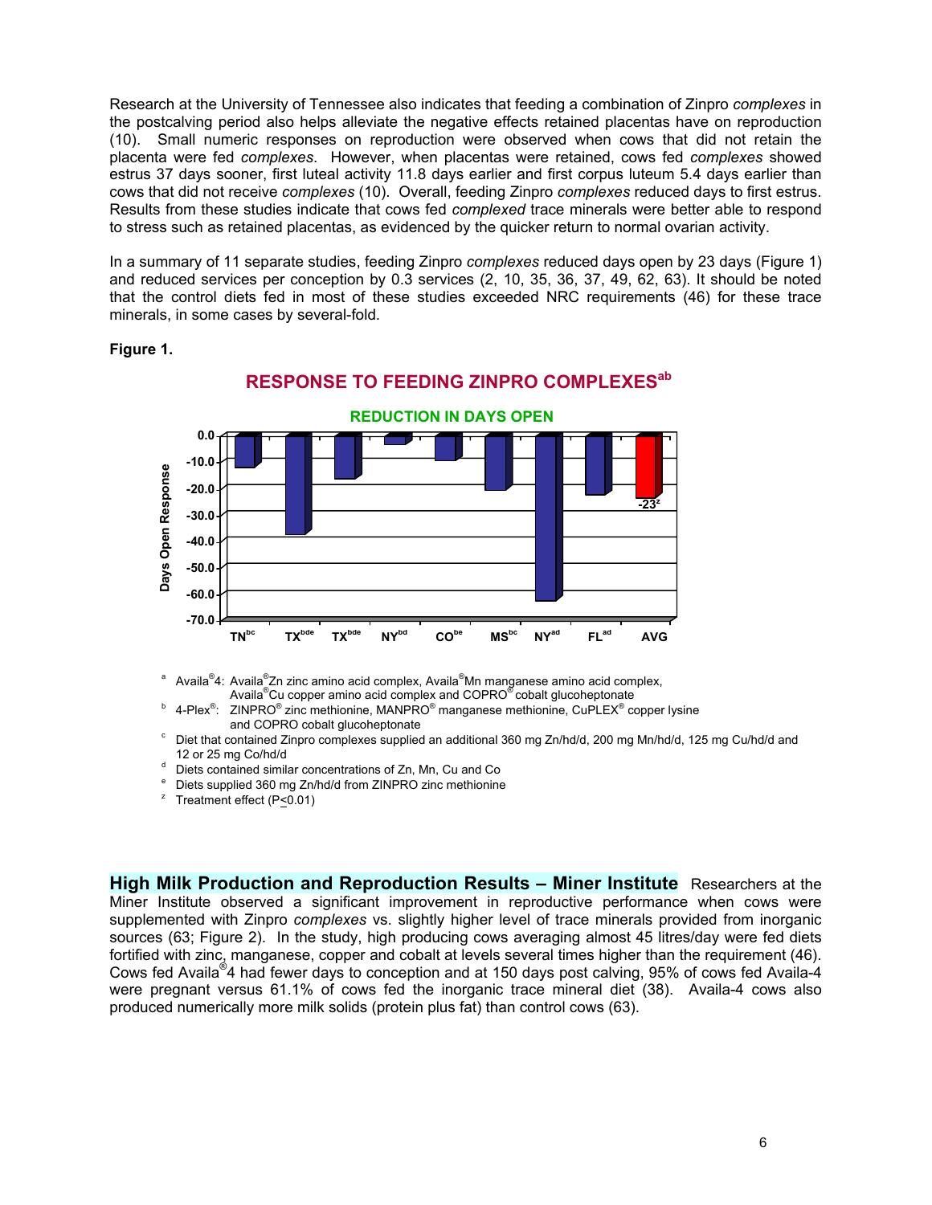Research at the University of Tennessee also indicates that feeding a combination of Zinpro *complexes* in the postcalving period also helps alleviate the negative effects retained placentas have on reproduction (10). Small numeric responses on reproduction were observed when cows that did not retain the placenta were fed *complexes*. However, when placentas were retained, cows fed *complexes* showed estrus 37 days sooner, first luteal activity 11.8 days earlier and first corpus luteum 5.4 days earlier than cows that did not receive *complexes* (10). Overall, feeding Zinpro *complexes* reduced days to first estrus. Results from these studies indicate that cows fed *complexed* trace minerals were better able to respond to stress such as retained placentas, as evidenced by the quicker return to normal ovarian activity.

In a summary of 11 separate studies, feeding Zinpro *complexes* reduced days open by 23 days (Figure 1) and reduced services per conception by 0.3 services (2, 10, 35, 36, 37, 49, 62, 63). It should be noted that the control diets fed in most of these studies exceeded NRC requirements (46) for these trace minerals, in some cases by several-fold.

**Figure 1.**

RESPONSE TO FEEDING ZINPRO COMPLEXES[ab]

REDUCTION IN DAYS OPEN

Days Open Response

0.0
-10.0
-20.0
-30.0
-40.0
-50.0
-60.0
-70.0

TN[bc] TX[bde] TX[bde] NY[bd] CO[be] MS[bc] NY[ad] FL[ad] AVG

-23[z]

[a] Availa®4: Availa®Zn zinc amino acid complex, Availa®Mn manganese amino acid complex, Availa®Cu copper amino acid complex and COPRO® cobalt glucoheptonate

[b] 4-Plex®: ZINPRO® zinc methionine, MANPRO® manganese methionine, CuPLEX® copper lysine and COPRO cobalt glucoheptonate

[c] Diet that contained Zinpro complexes supplied an additional 360 mg Zn/hd/d, 200 mg Mn/hd/d, 125 mg Cu/hd/d and 12 or 25 mg Co/hd/d

[d] Diets contained similar concentrations of Zn, Mn, Cu and Co

[e] Diets supplied 360 mg Zn/hd/d from ZINPRO zinc methionine

[z] Treatment effect ($P \leq 0.01$)

**High Milk Production and Reproduction Results – Miner Institute** Researchers at the Miner Institute observed a significant improvement in reproductive performance when cows were supplemented with Zinpro *complexes* vs. slightly higher level of trace minerals provided from inorganic sources (63; Figure 2). In the study, high producing cows averaging almost 45 litres/day were fed diets fortified with zinc, manganese, copper and cobalt at levels several times higher than the requirement (46). Cows fed Availa®4 had fewer days to conception and at 150 days post calving, 95% of cows fed Availa-4 were pregnant versus 61.1% of cows fed the inorganic trace mineral diet (38). Availa-4 cows also produced numerically more milk solids (protein plus fat) than control cows (63).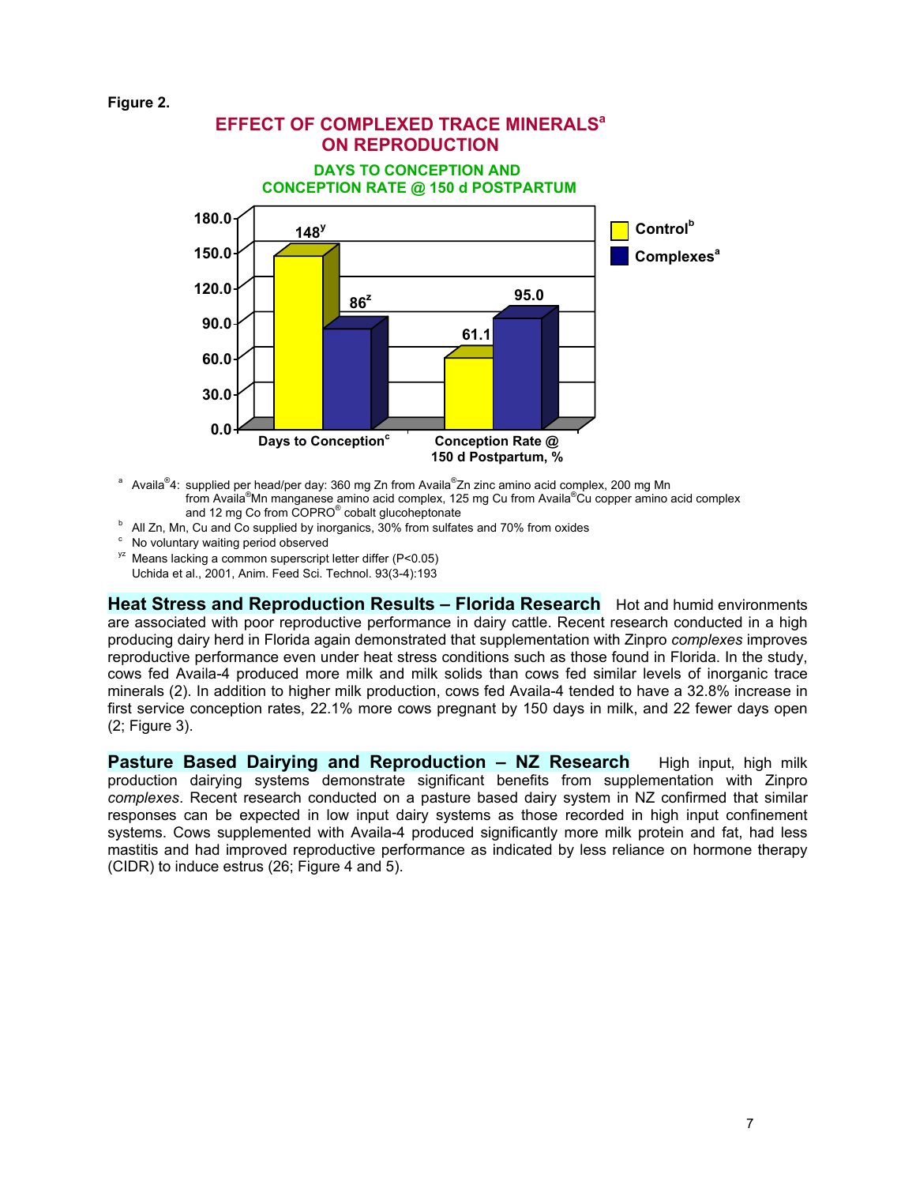**Figure 2.**

**EFFECT OF COMPLEXED TRACE MINERALS[a] ON REPRODUCTION**

**DAYS TO CONCEPTION AND CONCEPTION RATE @ 150 d POSTPARTUM**

180.0
150.0
120.0
90.0
60.0
30.0
0.0

148[y]
86[z]
61.1
95.0

Days to Conception[c]
Conception Rate @ 150 d Postpartum, %

Control[b]
Complexes[a]

[a] Availa®4: supplied per head/per day: 360 mg Zn from Availa®Zn zinc amino acid complex, 200 mg Mn from Availa®Mn manganese amino acid complex, 125 mg Cu from Availa®Cu copper amino acid complex and 12 mg Co from COPRO® cobalt glucoheptonate

[b] All Zn, Mn, Cu and Co supplied by inorganics, 30% from sulfates and 70% from oxides

[c] No voluntary waiting period observed

[yz] Means lacking a common superscript letter differ ($P<0.05$)

Uchida et al., 2001, Anim. Feed Sci. Technol. 93(3-4):193

**Heat Stress and Reproduction Results – Florida Research** Hot and humid environments are associated with poor reproductive performance in dairy cattle. Recent research conducted in a high producing dairy herd in Florida again demonstrated that supplementation with Zinpro *complexes* improves reproductive performance even under heat stress conditions such as those found in Florida. In the study, cows fed Availa-4 produced more milk and milk solids than cows fed similar levels of inorganic trace minerals (2). In addition to higher milk production, cows fed Availa-4 tended to have a 32.8% increase in first service conception rates, 22.1% more cows pregnant by 150 days in milk, and 22 fewer days open (2; Figure 3).

**Pasture Based Dairying and Reproduction – NZ Research** High input, high milk production dairying systems demonstrate significant benefits from supplementation with Zinpro *complexes*. Recent research conducted on a pasture based dairy system in NZ confirmed that similar responses can be expected in low input dairy systems as those recorded in high input confinement systems. Cows supplemented with Availa-4 produced significantly more milk protein and fat, had less mastitis and had improved reproductive performance as indicated by less reliance on hormone therapy (CIDR) to induce estrus (26; Figure 4 and 5).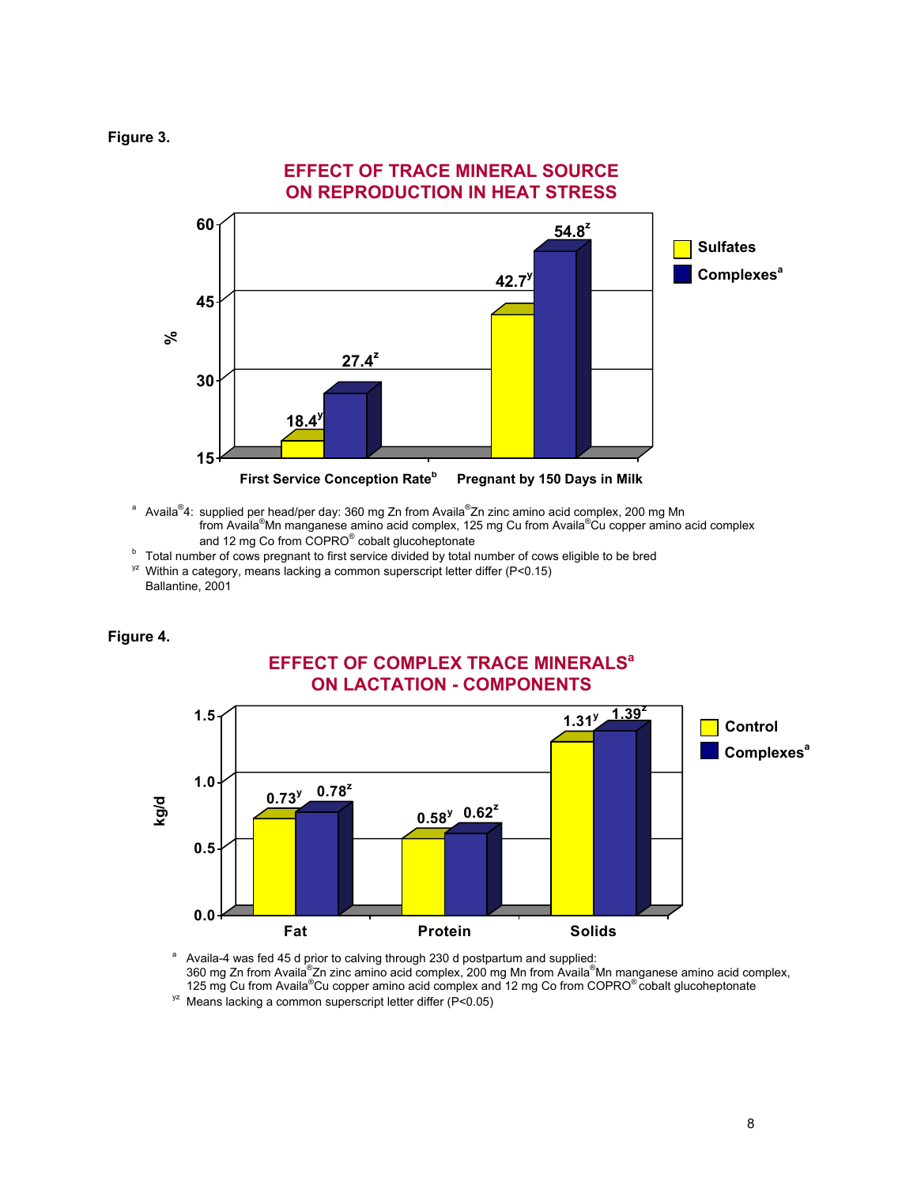**Figure 3.**

EFFECT OF TRACE MINERAL SOURCE
ON REPRODUCTION IN HEAT STRESS

60
45
30
15
%

18.4[y]
27.4[z]
42.7[y]
54.8[z]

First Service Conception Rate[b]
Pregnant by 150 Days in Milk

Sulfates
Complexes[a]

[a] Availa®4: supplied per head/per day: 360 mg Zn from Availa®Zn zinc amino acid complex, 200 mg Mn from Availa®Mn manganese amino acid complex, 125 mg Cu from Availa®Cu copper amino acid complex and 12 mg Co from COPRO® cobalt glucoheptonate

[b] Total number of cows pregnant to first service divided by total number of cows eligible to be bred

[yz] Within a category, means lacking a common superscript letter differ (P<0.15)

Ballantine, 2001

**Figure 4.**

EFFECT OF COMPLEX TRACE MINERALS[a]
ON LACTATION - COMPONENTS

1.5
1.0
0.5
0.0
kg/d

0.73[y]
0.78[z]
0.58[y]
0.62[z]
1.31[y]
1.39[z]

Fat
Protein
Solids

Control
Complexes[a]

[a] Availa-4 was fed 45 d prior to calving through 230 d postpartum and supplied: 360 mg Zn from Availa®Zn zinc amino acid complex, 200 mg Mn from Availa®Mn manganese amino acid complex, 125 mg Cu from Availa®Cu copper amino acid complex and 12 mg Co from COPRO® cobalt glucoheptonate

[yz] Means lacking a common superscript letter differ (P<0.05)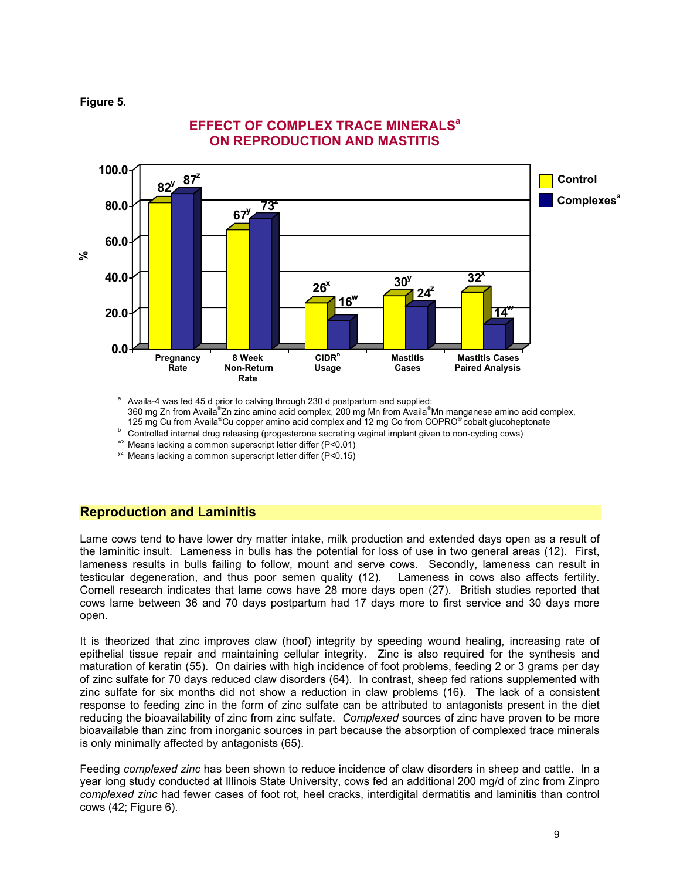Figure 5.

EFFECT OF COMPLEX TRACE MINERALS[a] ON REPRODUCTION AND MASTITIS

100.0
80.0
60.0
40.0
20.0
0.0

%

82[y] 87[z]

67[y] 73[z]

26[x] 16[w]

30[y] 24[z]

32[x] 14[w]

Pregnancy Rate

8 Week Non-Return Rate

CIDR[b] Usage

Mastitis Cases

Mastitis Cases Paired Analysis

Control

Complexes[a]

[a] Availa-4 was fed 45 d prior to calving through 230 d postpartum and supplied: 360 mg Zn from Availa®Zn zinc amino acid complex, 200 mg Mn from Availa®Mn manganese amino acid complex, 125 mg Cu from Availa®Cu copper amino acid complex and 12 mg Co from COPRO® cobalt glucoheptonate

[b] Controlled internal drug releasing (progesterone secreting vaginal implant given to non-cycling cows)

[wx] Means lacking a common superscript letter differ ($P<0.01$)

[yz] Means lacking a common superscript letter differ ($P<0.15$)

## Reproduction and Laminitis

Lame cows tend to have lower dry matter intake, milk production and extended days open as a result of the laminitic insult. Lameness in bulls has the potential for loss of use in two general areas (12). First, lameness results in bulls failing to follow, mount and serve cows. Secondly, lameness can result in testicular degeneration, and thus poor semen quality (12). Lameness in cows also affects fertility. Cornell research indicates that lame cows have 28 more days open (27). British studies reported that cows lame between 36 and 70 days postpartum had 17 days more to first service and 30 days more open.

It is theorized that zinc improves claw (hoof) integrity by speeding wound healing, increasing rate of epithelial tissue repair and maintaining cellular integrity. Zinc is also required for the synthesis and maturation of keratin (55). On dairies with high incidence of foot problems, feeding 2 or 3 grams per day of zinc sulfate for 70 days reduced claw disorders (64). In contrast, sheep fed rations supplemented with zinc sulfate for six months did not show a reduction in claw problems (16). The lack of a consistent response to feeding zinc in the form of zinc sulfate can be attributed to antagonists present in the diet reducing the bioavailability of zinc from zinc sulfate. *Complexed* sources of zinc have proven to be more bioavailable than zinc from inorganic sources in part because the absorption of complexed trace minerals is only minimally affected by antagonists (65).

Feeding *complexed zinc* has been shown to reduce incidence of claw disorders in sheep and cattle. In a year long study conducted at Illinois State University, cows fed an additional 200 mg/d of zinc from Zinpro *complexed zinc* had fewer cases of foot rot, heel cracks, interdigital dermatitis and laminitis than control cows (42; Figure 6).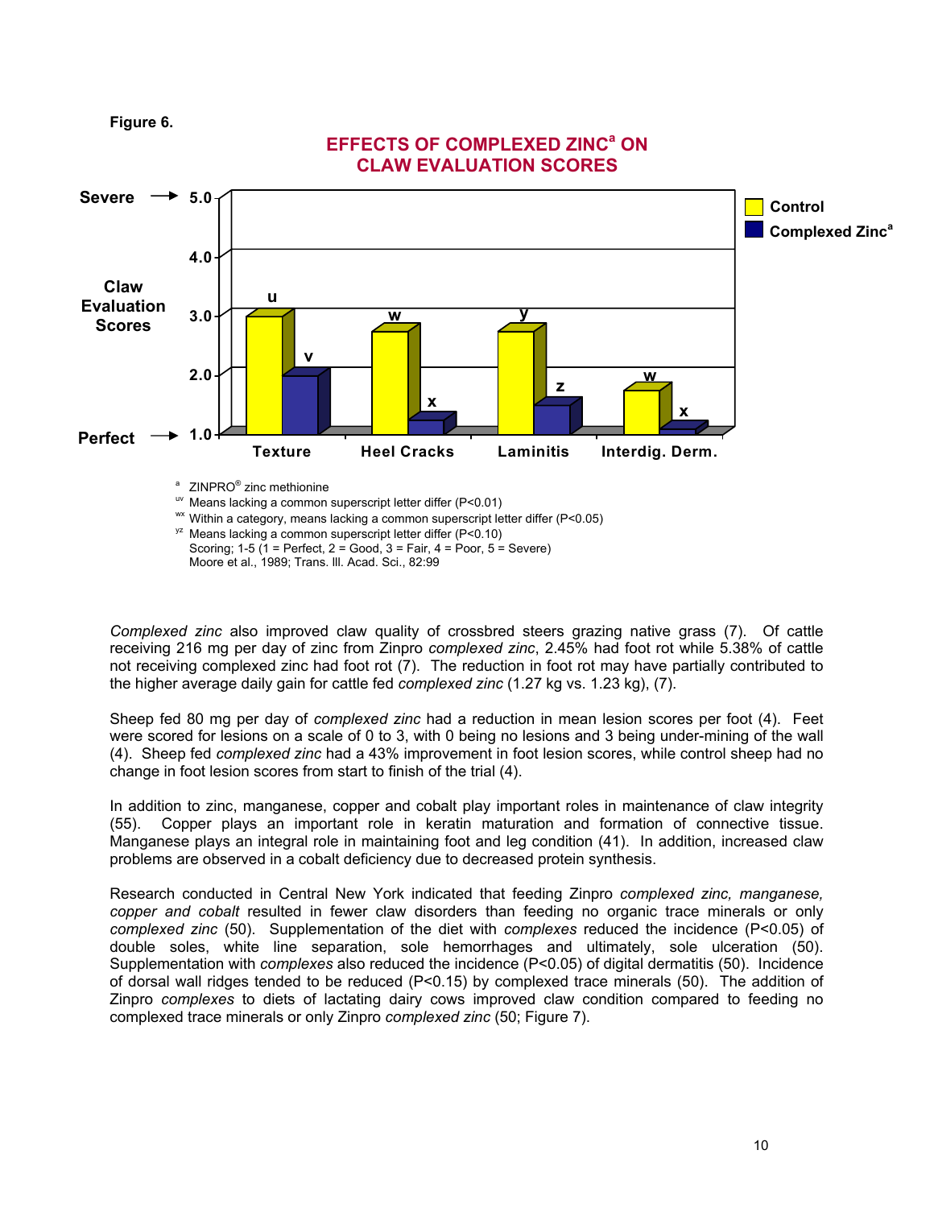**Figure 6.**

**EFFECTS OF COMPLEXED ZINC[a] ON CLAW EVALUATION SCORES**

Severe → 5.0
4.0
Claw Evaluation Scores
3.0
2.0
Perfect → 1.0

Texture: u, v
Heel Cracks: w, x
Laminitis: y, z
Interdig. Derm.: w, x

Control
Complexed Zinc[a]

[a] ZINPRO® zinc methionine
[uv] Means lacking a common superscript letter differ (P<0.01)
[wx] Within a category, means lacking a common superscript letter differ (P<0.05)
[yz] Means lacking a common superscript letter differ (P<0.10)
Scoring; 1-5 (1 = Perfect, 2 = Good, 3 = Fair, 4 = Poor, 5 = Severe)
Moore et al., 1989; Trans. Ill. Acad. Sci., 82:99

*Complexed zinc* also improved claw quality of crossbred steers grazing native grass (7). Of cattle receiving 216 mg per day of zinc from Zinpro *complexed zinc*, 2.45% had foot rot while 5.38% of cattle not receiving complexed zinc had foot rot (7). The reduction in foot rot may have partially contributed to the higher average daily gain for cattle fed *complexed zinc* (1.27 kg vs. 1.23 kg), (7).

Sheep fed 80 mg per day of *complexed zinc* had a reduction in mean lesion scores per foot (4). Feet were scored for lesions on a scale of 0 to 3, with 0 being no lesions and 3 being under-mining of the wall (4). Sheep fed *complexed zinc* had a 43% improvement in foot lesion scores, while control sheep had no change in foot lesion scores from start to finish of the trial (4).

In addition to zinc, manganese, copper and cobalt play important roles in maintenance of claw integrity (55). Copper plays an important role in keratin maturation and formation of connective tissue. Manganese plays an integral role in maintaining foot and leg condition (41). In addition, increased claw problems are observed in a cobalt deficiency due to decreased protein synthesis.

Research conducted in Central New York indicated that feeding Zinpro *complexed zinc, manganese, copper and cobalt* resulted in fewer claw disorders than feeding no organic trace minerals or only *complexed zinc* (50). Supplementation of the diet with *complexes* reduced the incidence (P<0.05) of double soles, white line separation, sole hemorrhages and ultimately, sole ulceration (50). Supplementation with *complexes* also reduced the incidence (P<0.05) of digital dermatitis (50). Incidence of dorsal wall ridges tended to be reduced (P<0.15) by complexed trace minerals (50). The addition of Zinpro *complexes* to diets of lactating dairy cows improved claw condition compared to feeding no complexed trace minerals or only Zinpro *complexed zinc* (50; Figure 7).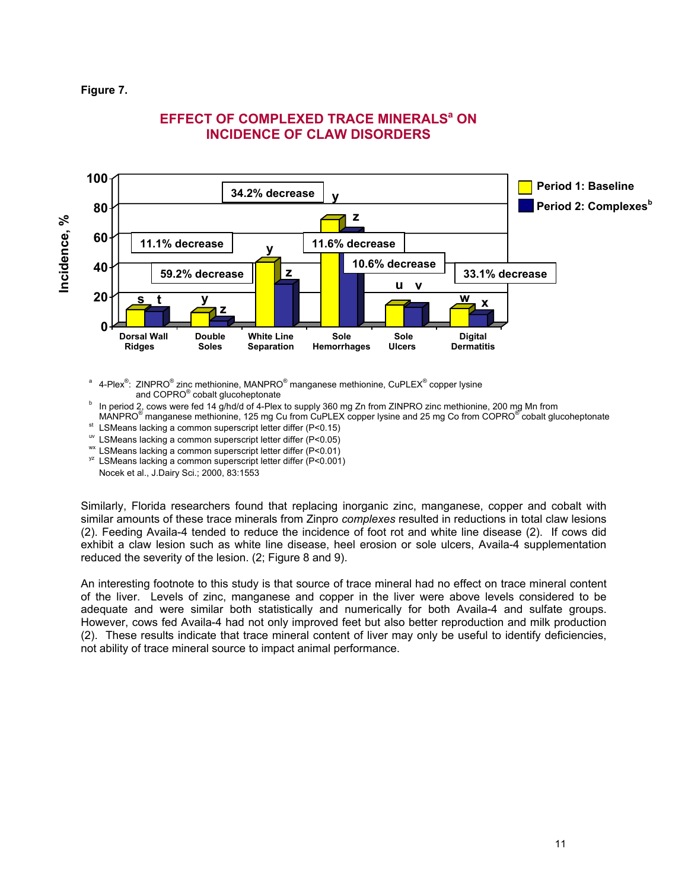**Figure 7.**

EFFECT OF COMPLEXED TRACE MINERALS[a] ON INCIDENCE OF CLAW DISORDERS

Incidence, %

100
80
60
40
20
0

Period 1: Baseline
Period 2: Complexes[b]

34.2% decrease
11.1% decrease
59.2% decrease
11.6% decrease
10.6% decrease
33.1% decrease

s t
y z
y z
y z
u v
w x

Dorsal Wall Ridges
Double Soles
White Line Separation
Sole Hemorrhages
Sole Ulcers
Digital Dermatitis

[a] 4-Plex®: ZINPRO® zinc methionine, MANPRO® manganese methionine, CuPLEX® copper lysine and COPRO® cobalt glucoheptonate

[b] In period 2, cows were fed 14 g/hd/d of 4-Plex to supply 360 mg Zn from ZINPRO zinc methionine, 200 mg Mn from MANPRO® manganese methionine, 125 mg Cu from CuPLEX copper lysine and 25 mg Co from COPRO® cobalt glucoheptonate

[st] LSMeans lacking a common superscript letter differ ($P<0.15$)

[uv] LSMeans lacking a common superscript letter differ ($P<0.05$)

[wx] LSMeans lacking a common superscript letter differ ($P<0.01$)

[yz] LSMeans lacking a common superscript letter differ ($P<0.001$)

Nocek et al., J.Dairy Sci.; 2000, 83:1553

Similarly, Florida researchers found that replacing inorganic zinc, manganese, copper and cobalt with similar amounts of these trace minerals from Zinpro *complexes* resulted in reductions in total claw lesions (2). Feeding Availa-4 tended to reduce the incidence of foot rot and white line disease (2). If cows did exhibit a claw lesion such as white line disease, heel erosion or sole ulcers, Availa-4 supplementation reduced the severity of the lesion. (2; Figure 8 and 9).

An interesting footnote to this study is that source of trace mineral had no effect on trace mineral content of the liver. Levels of zinc, manganese and copper in the liver were above levels considered to be adequate and were similar both statistically and numerically for both Availa-4 and sulfate groups. However, cows fed Availa-4 had not only improved feet but also better reproduction and milk production (2). These results indicate that trace mineral content of liver may only be useful to identify deficiencies, not ability of trace mineral source to impact animal performance.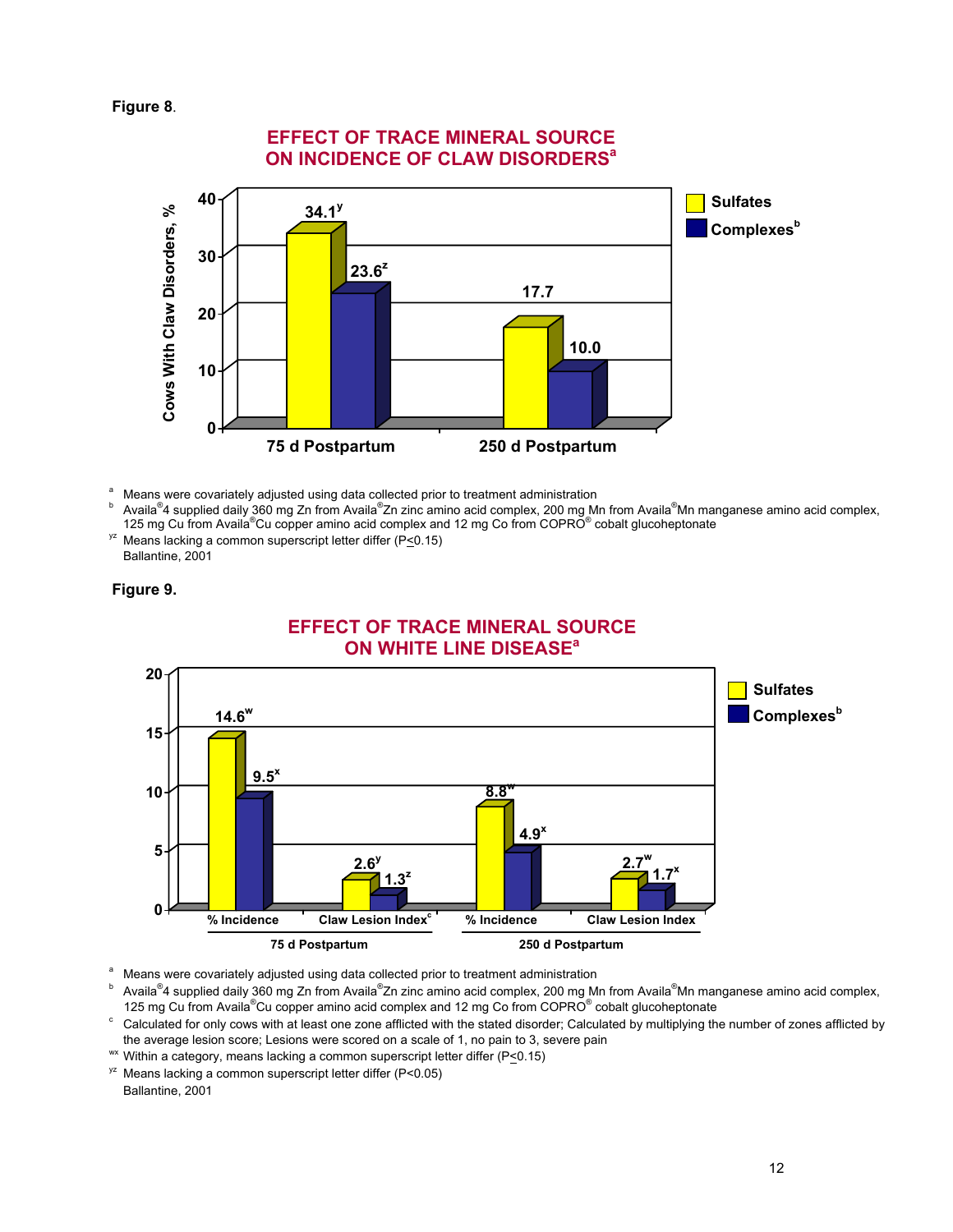**Figure 8.**

EFFECT OF TRACE MINERAL SOURCE
ON INCIDENCE OF CLAW DISORDERS[a]

Cows With Claw Disorders, %

40
30
20
10
0

34.1[y]
23.6[z]
17.7
10.0

75 d Postpartum
250 d Postpartum

Sulfates
Complexes[b]

[a] Means were covariately adjusted using data collected prior to treatment administration
[b] Availa®4 supplied daily 360 mg Zn from Availa®Zn zinc amino acid complex, 200 mg Mn from Availa®Mn manganese amino acid complex, 125 mg Cu from Availa®Cu copper amino acid complex and 12 mg Co from COPRO® cobalt glucoheptonate
[yz] Means lacking a common superscript letter differ (P≤0.15)
Ballantine, 2001

**Figure 9.**

EFFECT OF TRACE MINERAL SOURCE
ON WHITE LINE DISEASE[a]

20
15
10
5
0

14.6[w]
9.5[x]
2.6[y]
1.3[z]
8.8[w]
4.9[x]
2.7[w]
1.7[x]

% Incidence
Claw Lesion Index[c]
% Incidence
Claw Lesion Index

75 d Postpartum
250 d Postpartum

Sulfates
Complexes[b]

[a] Means were covariately adjusted using data collected prior to treatment administration
[b] Availa®4 supplied daily 360 mg Zn from Availa®Zn zinc amino acid complex, 200 mg Mn from Availa®Mn manganese amino acid complex, 125 mg Cu from Availa®Cu copper amino acid complex and 12 mg Co from COPRO® cobalt glucoheptonate
[c] Calculated for only cows with at least one zone afflicted with the stated disorder; Calculated by multiplying the number of zones afflicted by the average lesion score; Lesions were scored on a scale of 1, no pain to 3, severe pain
[wx] Within a category, means lacking a common superscript letter differ (P≤0.15)
[yz] Means lacking a common superscript letter differ (P<0.05)
Ballantine, 2001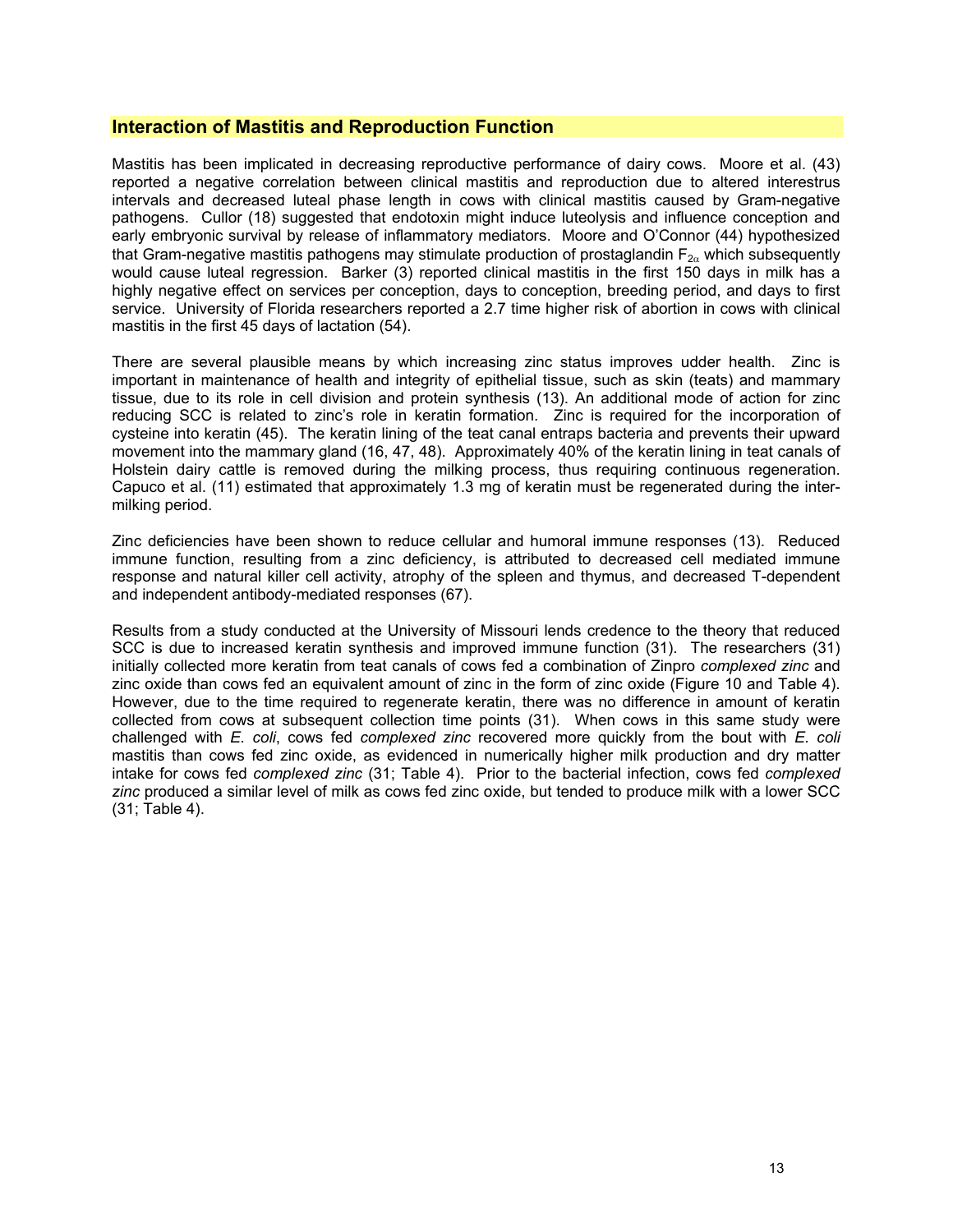## Interaction of Mastitis and Reproduction Function

Mastitis has been implicated in decreasing reproductive performance of dairy cows. Moore et al. (43) reported a negative correlation between clinical mastitis and reproduction due to altered interestrus intervals and decreased luteal phase length in cows with clinical mastitis caused by Gram-negative pathogens. Cullor (18) suggested that endotoxin might induce luteolysis and influence conception and early embryonic survival by release of inflammatory mediators. Moore and O'Connor (44) hypothesized that Gram-negative mastitis pathogens may stimulate production of prostaglandin $F_{2\alpha}$ which subsequently would cause luteal regression. Barker (3) reported clinical mastitis in the first 150 days in milk has a highly negative effect on services per conception, days to conception, breeding period, and days to first service. University of Florida researchers reported a 2.7 time higher risk of abortion in cows with clinical mastitis in the first 45 days of lactation (54).

There are several plausible means by which increasing zinc status improves udder health. Zinc is important in maintenance of health and integrity of epithelial tissue, such as skin (teats) and mammary tissue, due to its role in cell division and protein synthesis (13). An additional mode of action for zinc reducing SCC is related to zinc's role in keratin formation. Zinc is required for the incorporation of cysteine into keratin (45). The keratin lining of the teat canal entraps bacteria and prevents their upward movement into the mammary gland (16, 47, 48). Approximately 40% of the keratin lining in teat canals of Holstein dairy cattle is removed during the milking process, thus requiring continuous regeneration. Capuco et al. (11) estimated that approximately 1.3 mg of keratin must be regenerated during the inter-milking period.

Zinc deficiencies have been shown to reduce cellular and humoral immune responses (13). Reduced immune function, resulting from a zinc deficiency, is attributed to decreased cell mediated immune response and natural killer cell activity, atrophy of the spleen and thymus, and decreased T-dependent and independent antibody-mediated responses (67).

Results from a study conducted at the University of Missouri lends credence to the theory that reduced SCC is due to increased keratin synthesis and improved immune function (31). The researchers (31) initially collected more keratin from teat canals of cows fed a combination of Zinpro *complexed zinc* and zinc oxide than cows fed an equivalent amount of zinc in the form of zinc oxide (Figure 10 and Table 4). However, due to the time required to regenerate keratin, there was no difference in amount of keratin collected from cows at subsequent collection time points (31). When cows in this same study were challenged with *E. coli*, cows fed *complexed zinc* recovered more quickly from the bout with *E. coli* mastitis than cows fed zinc oxide, as evidenced in numerically higher milk production and dry matter intake for cows fed *complexed zinc* (31; Table 4). Prior to the bacterial infection, cows fed *complexed zinc* produced a similar level of milk as cows fed zinc oxide, but tended to produce milk with a lower SCC (31; Table 4).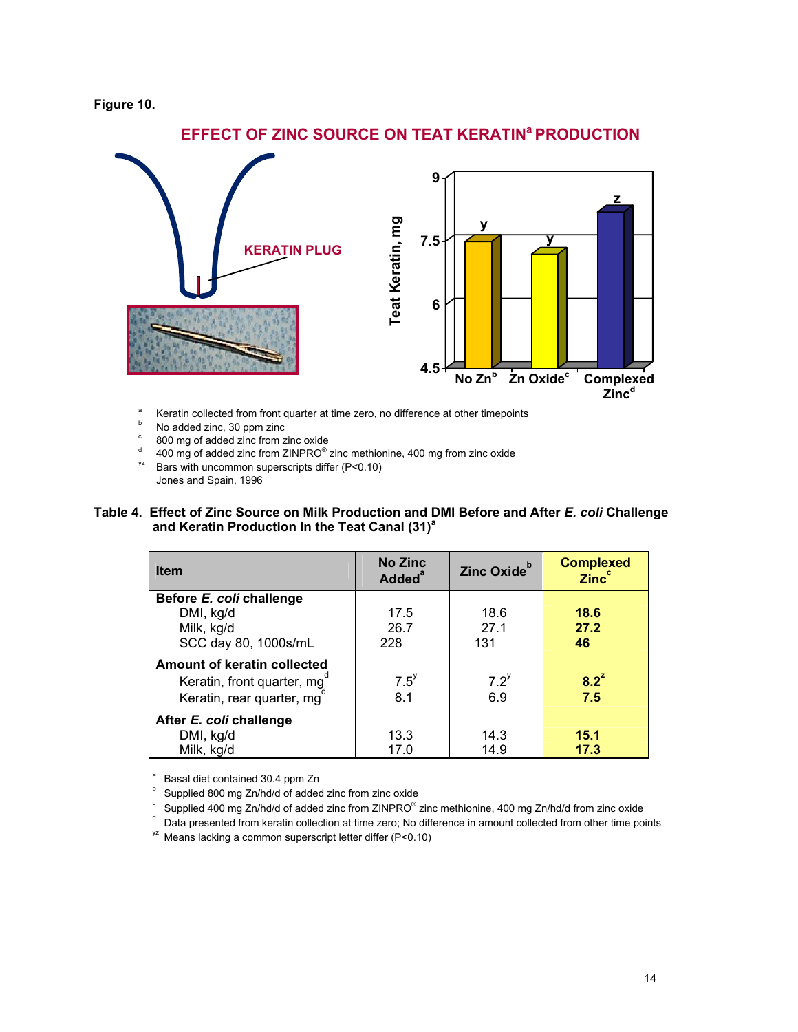**Figure 10.**

## EFFECT OF ZINC SOURCE ON TEAT KERATIN[a] PRODUCTION

KERATIN PLUG

Teat Keratin, mg

9
7.5
6
4.5

y
y
z

No Zn[b]
Zn Oxide[c]
Complexed Zinc[d]

[a] Keratin collected from front quarter at time zero, no difference at other timepoints
[b] No added zinc, 30 ppm zinc
[c] 800 mg of added zinc from zinc oxide
[d] 400 mg of added zinc from ZINPRO® zinc methionine, 400 mg from zinc oxide
[yz] Bars with uncommon superscripts differ ($P<0.10$)
Jones and Spain, 1996

**Table 4. Effect of Zinc Source on Milk Production and DMI Before and After *E. coli* Challenge and Keratin Production In the Teat Canal (31)[a]**

| Item | No Zinc Added[a] | Zinc Oxide[b] | Complexed Zinc[c] |
|---|---|---|---|
| **Before *E. coli* challenge** | | | |
| DMI, kg/d | 17.5 | 18.6 | **18.6** |
| Milk, kg/d | 26.7 | 27.1 | **27.2** |
| SCC day 80, 1000s/mL | 228 | 131 | **46** |
| **Amount of keratin collected** | | | |
| Keratin, front quarter, mg[d] | 7.5[y] | 7.2[y] | **8.2[z]** |
| Keratin, rear quarter, mg[d] | 8.1 | 6.9 | **7.5** |
| **After *E. coli* challenge** | | | |
| DMI, kg/d | 13.3 | 14.3 | **15.1** |
| Milk, kg/d | 17.0 | 14.9 | **17.3** |

[a] Basal diet contained 30.4 ppm Zn
[b] Supplied 800 mg Zn/hd/d of added zinc from zinc oxide
[c] Supplied 400 mg Zn/hd/d of added zinc from ZINPRO® zinc methionine, 400 mg Zn/hd/d from zinc oxide
[d] Data presented from keratin collection at time zero; No difference in amount collected from other time points
[yz] Means lacking a common superscript letter differ ($P<0.10$)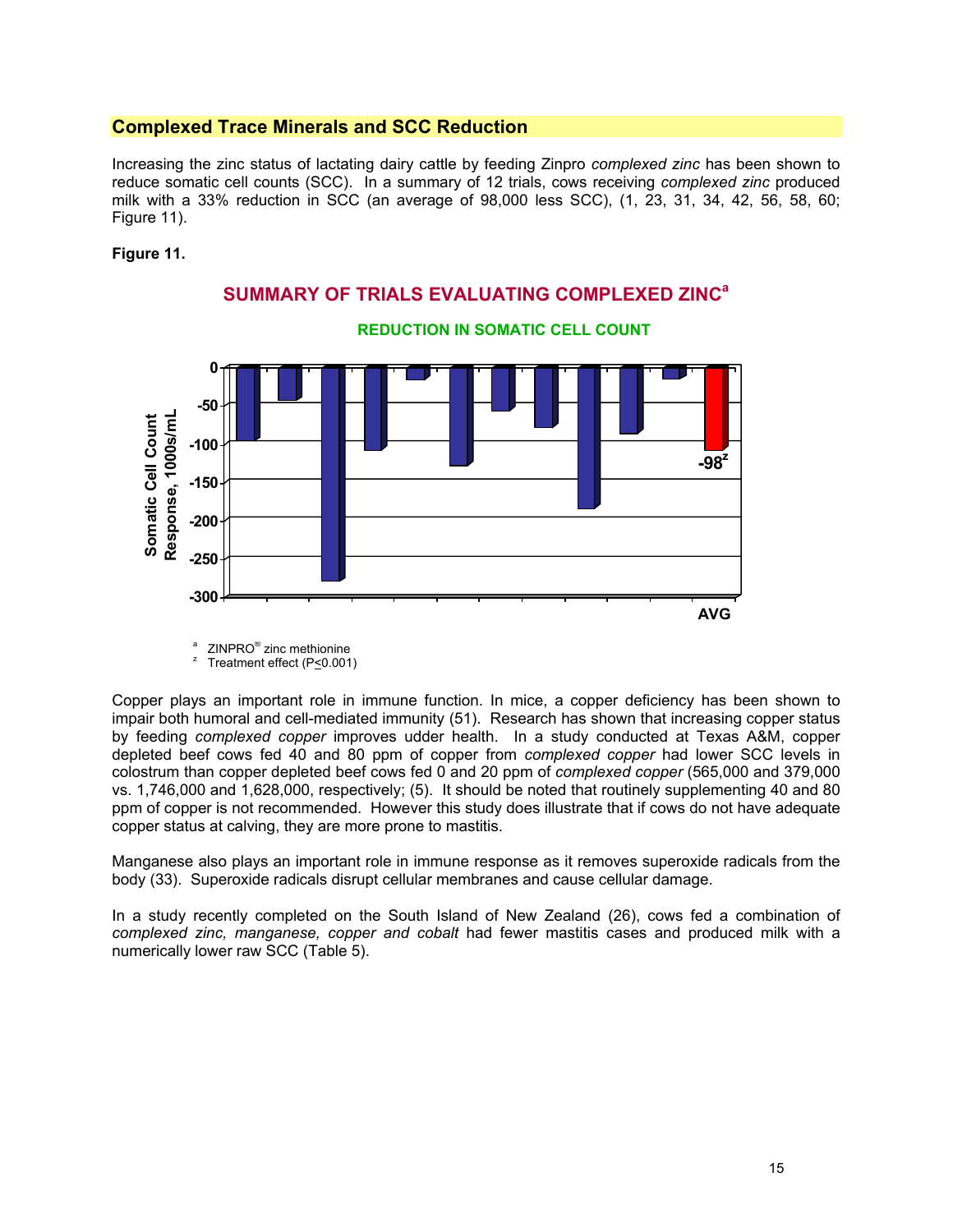## Complexed Trace Minerals and SCC Reduction

Increasing the zinc status of lactating dairy cattle by feeding Zinpro *complexed zinc* has been shown to reduce somatic cell counts (SCC). In a summary of 12 trials, cows receiving *complexed zinc* produced milk with a 33% reduction in SCC (an average of 98,000 less SCC), (1, 23, 31, 34, 42, 56, 58, 60; Figure 11).

**Figure 11.**

SUMMARY OF TRIALS EVALUATING COMPLEXED ZINC[a]

REDUCTION IN SOMATIC CELL COUNT

Somatic Cell Count Response, 1000s/mL

0
-50
-100
-150
-200
-250
-300

-98[z]

AVG

[a] ZINPRO® zinc methionine
[z] Treatment effect (P≤0.001)

Copper plays an important role in immune function. In mice, a copper deficiency has been shown to impair both humoral and cell-mediated immunity (51). Research has shown that increasing copper status by feeding *complexed copper* improves udder health. In a study conducted at Texas A&M, copper depleted beef cows fed 40 and 80 ppm of copper from *complexed copper* had lower SCC levels in colostrum than copper depleted beef cows fed 0 and 20 ppm of *complexed copper* (565,000 and 379,000 vs. 1,746,000 and 1,628,000, respectively; (5). It should be noted that routinely supplementing 40 and 80 ppm of copper is not recommended. However this study does illustrate that if cows do not have adequate copper status at calving, they are more prone to mastitis.

Manganese also plays an important role in immune response as it removes superoxide radicals from the body (33). Superoxide radicals disrupt cellular membranes and cause cellular damage.

In a study recently completed on the South Island of New Zealand (26), cows fed a combination of *complexed zinc, manganese, copper and cobalt* had fewer mastitis cases and produced milk with a numerically lower raw SCC (Table 5).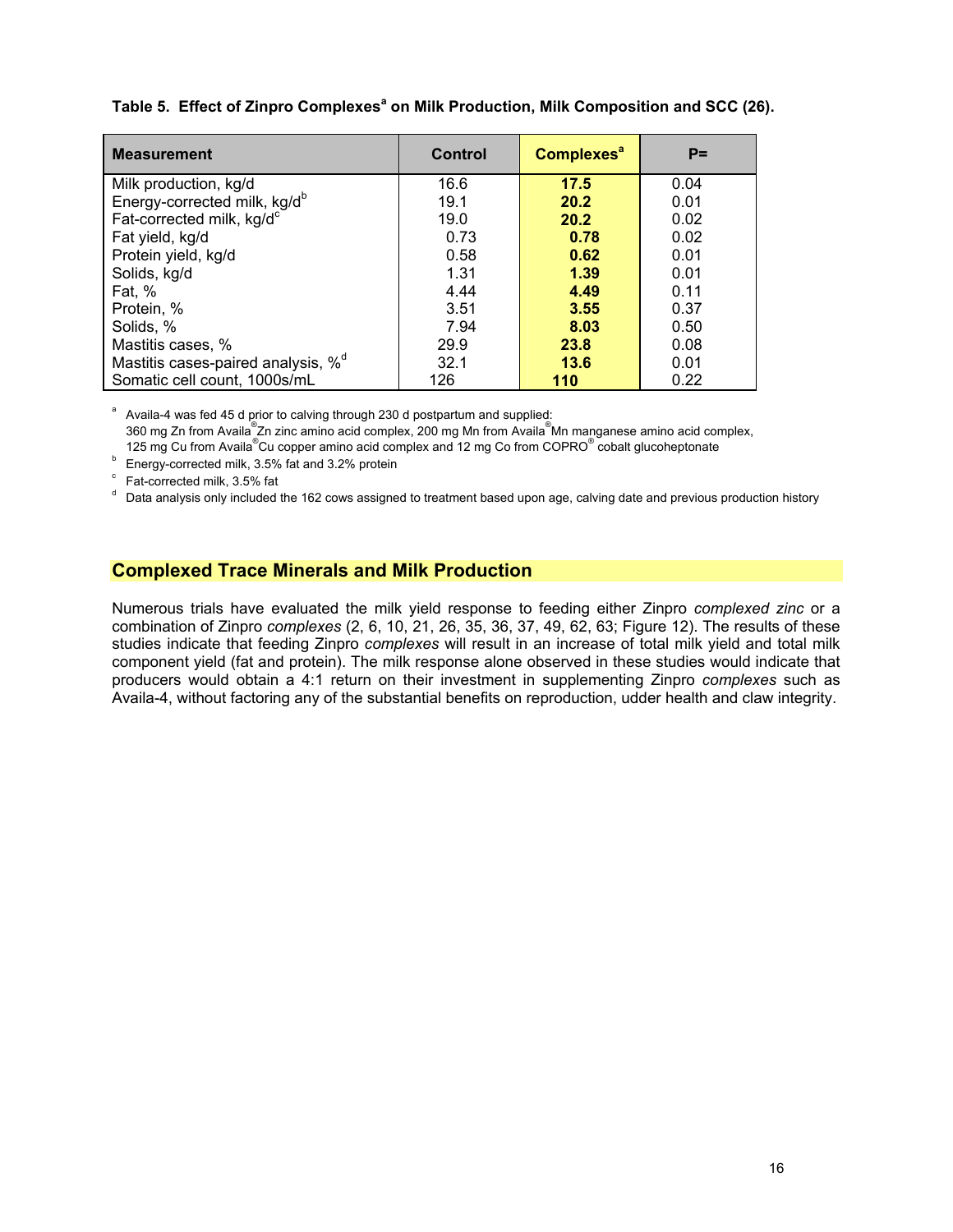**Table 5. Effect of Zinpro Complexes[a] on Milk Production, Milk Composition and SCC (26).**

| Measurement | Control | Complexes[a] | P= |
|---|---|---|---|
| Milk production, kg/d | 16.6 | **17.5** | 0.04 |
| Energy-corrected milk, kg/d[b] | 19.1 | **20.2** | 0.01 |
| Fat-corrected milk, kg/d[c] | 19.0 | **20.2** | 0.02 |
| Fat yield, kg/d | 0.73 | **0.78** | 0.02 |
| Protein yield, kg/d | 0.58 | **0.62** | 0.01 |
| Solids, kg/d | 1.31 | **1.39** | 0.01 |
| Fat, % | 4.44 | **4.49** | 0.11 |
| Protein, % | 3.51 | **3.55** | 0.37 |
| Solids, % | 7.94 | **8.03** | 0.50 |
| Mastitis cases, % | 29.9 | **23.8** | 0.08 |
| Mastitis cases-paired analysis, %[d] | 32.1 | **13.6** | 0.01 |
| Somatic cell count, 1000s/mL | 126 | **110** | 0.22 |

[a] Availa-4 was fed 45 d prior to calving through 230 d postpartum and supplied: 360 mg Zn from Availa®Zn zinc amino acid complex, 200 mg Mn from Availa®Mn manganese amino acid complex, 125 mg Cu from Availa®Cu copper amino acid complex and 12 mg Co from COPRO® cobalt glucoheptonate

[b] Energy-corrected milk, 3.5% fat and 3.2% protein

[c] Fat-corrected milk, 3.5% fat

[d] Data analysis only included the 162 cows assigned to treatment based upon age, calving date and previous production history

## Complexed Trace Minerals and Milk Production

Numerous trials have evaluated the milk yield response to feeding either Zinpro *complexed zinc* or a combination of Zinpro *complexes* (2, 6, 10, 21, 26, 35, 36, 37, 49, 62, 63; Figure 12). The results of these studies indicate that feeding Zinpro *complexes* will result in an increase of total milk yield and total milk component yield (fat and protein). The milk response alone observed in these studies would indicate that producers would obtain a 4:1 return on their investment in supplementing Zinpro *complexes* such as Availa-4, without factoring any of the substantial benefits on reproduction, udder health and claw integrity.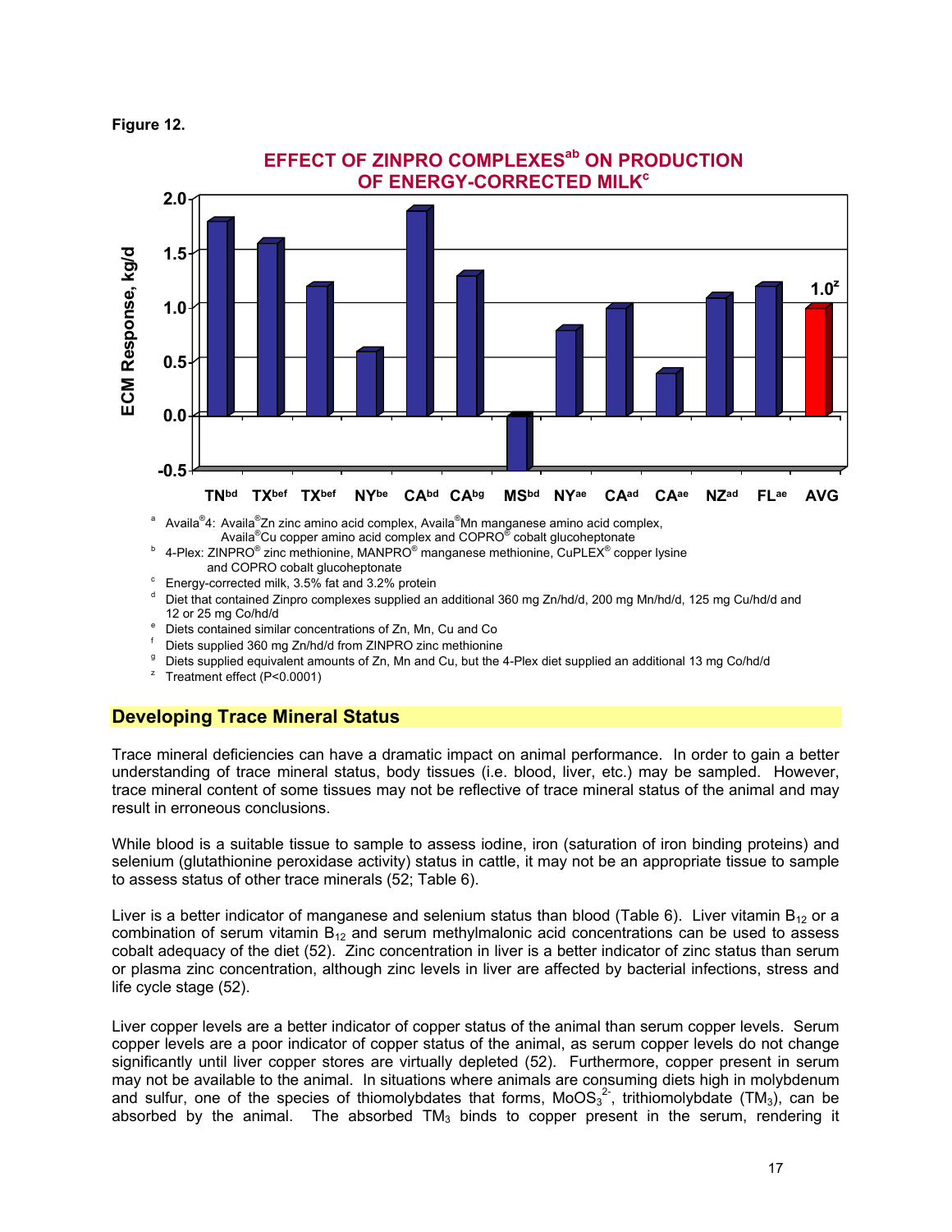**Figure 12.**

EFFECT OF ZINPRO COMPLEXES[ab] ON PRODUCTION OF ENERGY-CORRECTED MILK[c]

ECM Response, kg/d

2.0
1.5
1.0
0.5
0.0
-0.5

1.0[z]

TN[bd] TX[bef] TX[bef] NY[be] CA[bd] CA[bg] MS[bd] NY[ae] CA[ad] CA[ae] NZ[ad] FL[ae] AVG

[a] Availa®4: Availa®Zn zinc amino acid complex, Availa®Mn manganese amino acid complex, Availa®Cu copper amino acid complex and COPRO® cobalt glucoheptonate

[b] 4-Plex: ZINPRO® zinc methionine, MANPRO® manganese methionine, CuPLEX® copper lysine and COPRO cobalt glucoheptonate

[c] Energy-corrected milk, 3.5% fat and 3.2% protein

[d] Diet that contained Zinpro complexes supplied an additional 360 mg Zn/hd/d, 200 mg Mn/hd/d, 125 mg Cu/hd/d and 12 or 25 mg Co/hd/d

[e] Diets contained similar concentrations of Zn, Mn, Cu and Co

[f] Diets supplied 360 mg Zn/hd/d from ZINPRO zinc methionine

[g] Diets supplied equivalent amounts of Zn, Mn and Cu, but the 4-Plex diet supplied an additional 13 mg Co/hd/d

[z] Treatment effect ($P<0.0001$)

## Developing Trace Mineral Status

Trace mineral deficiencies can have a dramatic impact on animal performance. In order to gain a better understanding of trace mineral status, body tissues (i.e. blood, liver, etc.) may be sampled. However, trace mineral content of some tissues may not be reflective of trace mineral status of the animal and may result in erroneous conclusions.

While blood is a suitable tissue to sample to assess iodine, iron (saturation of iron binding proteins) and selenium (glutathionine peroxidase activity) status in cattle, it may not be an appropriate tissue to sample to assess status of other trace minerals (52; Table 6).

Liver is a better indicator of manganese and selenium status than blood (Table 6). Liver vitamin $B_{12}$ or a combination of serum vitamin $B_{12}$ and serum methylmalonic acid concentrations can be used to assess cobalt adequacy of the diet (52). Zinc concentration in liver is a better indicator of zinc status than serum or plasma zinc concentration, although zinc levels in liver are affected by bacterial infections, stress and life cycle stage (52).

Liver copper levels are a better indicator of copper status of the animal than serum copper levels. Serum copper levels are a poor indicator of copper status of the animal, as serum copper levels do not change significantly until liver copper stores are virtually depleted (52). Furthermore, copper present in serum may not be available to the animal. In situations where animals are consuming diets high in molybdenum and sulfur, one of the species of thiomolybdates that forms, $MoOS_3^{2-}$, trithiomolybdate ($TM_3$), can be absorbed by the animal. The absorbed $TM_3$ binds to copper present in the serum, rendering it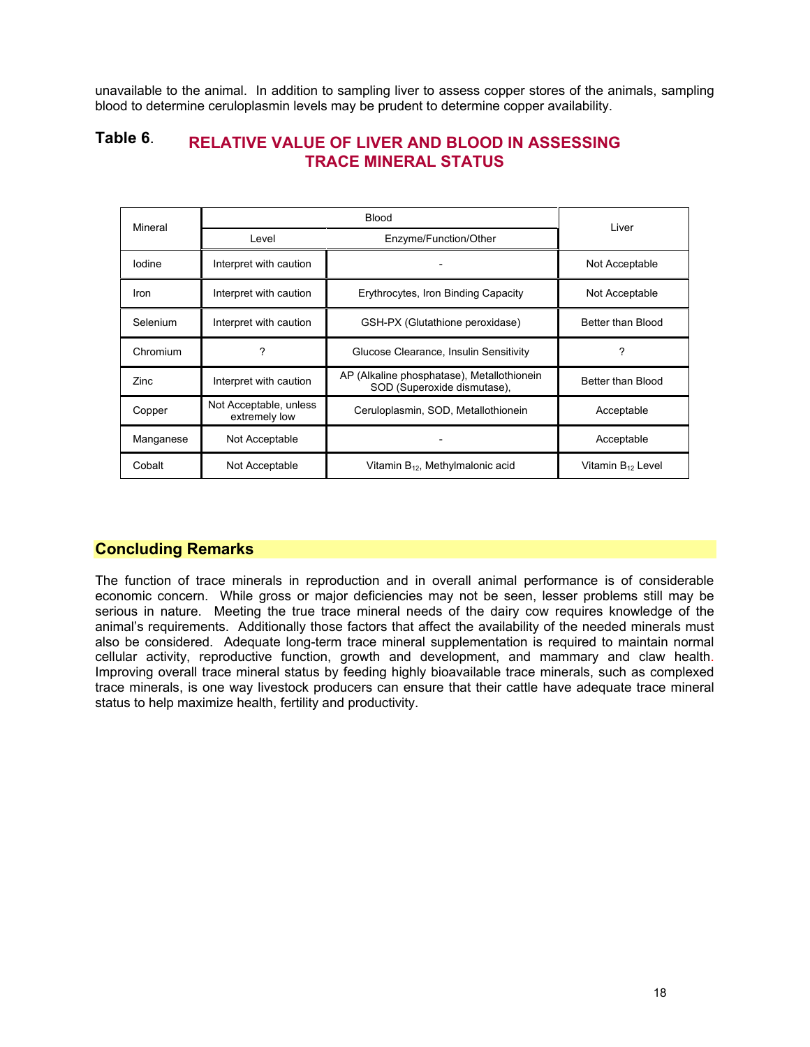unavailable to the animal. In addition to sampling liver to assess copper stores of the animals, sampling blood to determine ceruloplasmin levels may be prudent to determine copper availability.

**Table 6**. **RELATIVE VALUE OF LIVER AND BLOOD IN ASSESSING TRACE MINERAL STATUS**

| Mineral | Blood | | Liver |
|---|---|---|---|
| | Level | Enzyme/Function/Other | |
| Iodine | Interpret with caution | - | Not Acceptable |
| Iron | Interpret with caution | Erythrocytes, Iron Binding Capacity | Not Acceptable |
| Selenium | Interpret with caution | GSH-PX (Glutathione peroxidase) | Better than Blood |
| Chromium | ? | Glucose Clearance, Insulin Sensitivity | ? |
| Zinc | Interpret with caution | AP (Alkaline phosphatase), Metallothionein SOD (Superoxide dismutase), | Better than Blood |
| Copper | Not Acceptable, unless extremely low | Ceruloplasmin, SOD, Metallothionein | Acceptable |
| Manganese | Not Acceptable | - | Acceptable |
| Cobalt | Not Acceptable | Vitamin $B_{12}$, Methylmalonic acid | Vitamin $B_{12}$ Level |

## Concluding Remarks

The function of trace minerals in reproduction and in overall animal performance is of considerable economic concern. While gross or major deficiencies may not be seen, lesser problems still may be serious in nature. Meeting the true trace mineral needs of the dairy cow requires knowledge of the animal's requirements. Additionally those factors that affect the availability of the needed minerals must also be considered. Adequate long-term trace mineral supplementation is required to maintain normal cellular activity, reproductive function, growth and development, and mammary and claw health. Improving overall trace mineral status by feeding highly bioavailable trace minerals, such as complexed trace minerals, is one way livestock producers can ensure that their cattle have adequate trace mineral status to help maximize health, fertility and productivity.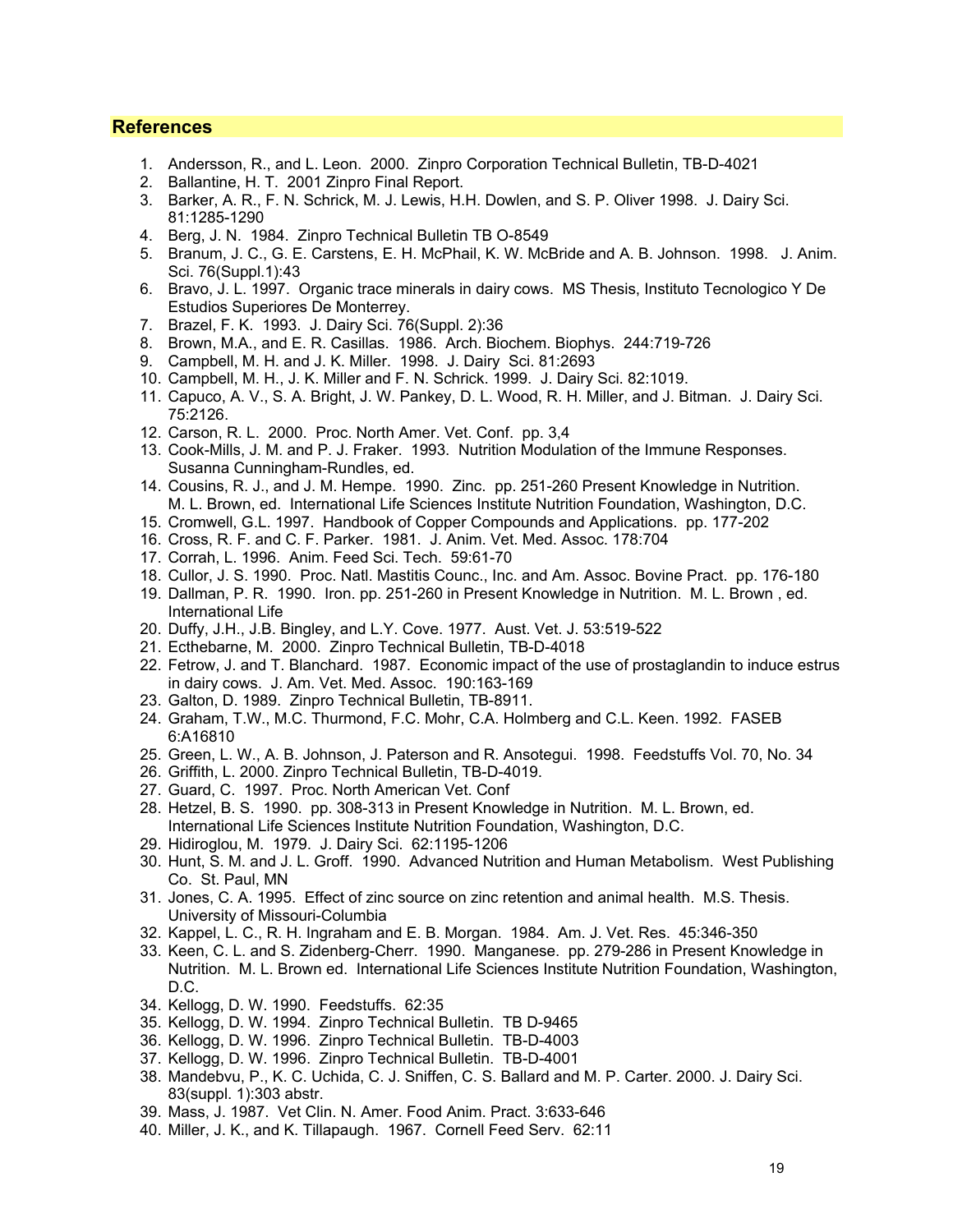## References

1. Andersson, R., and L. Leon. 2000. Zinpro Corporation Technical Bulletin, TB-D-4021
2. Ballantine, H. T. 2001 Zinpro Final Report.
3. Barker, A. R., F. N. Schrick, M. J. Lewis, H.H. Dowlen, and S. P. Oliver 1998. J. Dairy Sci. 81:1285-1290
4. Berg, J. N. 1984. Zinpro Technical Bulletin TB O-8549
5. Branum, J. C., G. E. Carstens, E. H. McPhail, K. W. McBride and A. B. Johnson. 1998. J. Anim. Sci. 76(Suppl.1):43
6. Bravo, J. L. 1997. Organic trace minerals in dairy cows. MS Thesis, Instituto Tecnologico Y De Estudios Superiores De Monterrey.
7. Brazel, F. K. 1993. J. Dairy Sci. 76(Suppl. 2):36
8. Brown, M.A., and E. R. Casillas. 1986. Arch. Biochem. Biophys. 244:719-726
9. Campbell, M. H. and J. K. Miller. 1998. J. Dairy Sci. 81:2693
10. Campbell, M. H., J. K. Miller and F. N. Schrick. 1999. J. Dairy Sci. 82:1019.
11. Capuco, A. V., S. A. Bright, J. W. Pankey, D. L. Wood, R. H. Miller, and J. Bitman. J. Dairy Sci. 75:2126.
12. Carson, R. L. 2000. Proc. North Amer. Vet. Conf. pp. 3,4
13. Cook-Mills, J. M. and P. J. Fraker. 1993. Nutrition Modulation of the Immune Responses. Susanna Cunningham-Rundles, ed.
14. Cousins, R. J., and J. M. Hempe. 1990. Zinc. pp. 251-260 Present Knowledge in Nutrition. M. L. Brown, ed. International Life Sciences Institute Nutrition Foundation, Washington, D.C.
15. Cromwell, G.L. 1997. Handbook of Copper Compounds and Applications. pp. 177-202
16. Cross, R. F. and C. F. Parker. 1981. J. Anim. Vet. Med. Assoc. 178:704
17. Corrah, L. 1996. Anim. Feed Sci. Tech. 59:61-70
18. Cullor, J. S. 1990. Proc. Natl. Mastitis Counc., Inc. and Am. Assoc. Bovine Pract. pp. 176-180
19. Dallman, P. R. 1990. Iron. pp. 251-260 in Present Knowledge in Nutrition. M. L. Brown , ed. International Life
20. Duffy, J.H., J.B. Bingley, and L.Y. Cove. 1977. Aust. Vet. J. 53:519-522
21. Ecthebarne, M. 2000. Zinpro Technical Bulletin, TB-D-4018
22. Fetrow, J. and T. Blanchard. 1987. Economic impact of the use of prostaglandin to induce estrus in dairy cows. J. Am. Vet. Med. Assoc. 190:163-169
23. Galton, D. 1989. Zinpro Technical Bulletin, TB-8911.
24. Graham, T.W., M.C. Thurmond, F.C. Mohr, C.A. Holmberg and C.L. Keen. 1992. FASEB 6:A16810
25. Green, L. W., A. B. Johnson, J. Paterson and R. Ansotegui. 1998. Feedstuffs Vol. 70, No. 34
26. Griffith, L. 2000. Zinpro Technical Bulletin, TB-D-4019.
27. Guard, C. 1997. Proc. North American Vet. Conf
28. Hetzel, B. S. 1990. pp. 308-313 in Present Knowledge in Nutrition. M. L. Brown, ed. International Life Sciences Institute Nutrition Foundation, Washington, D.C.
29. Hidiroglou, M. 1979. J. Dairy Sci. 62:1195-1206
30. Hunt, S. M. and J. L. Groff. 1990. Advanced Nutrition and Human Metabolism. West Publishing Co. St. Paul, MN
31. Jones, C. A. 1995. Effect of zinc source on zinc retention and animal health. M.S. Thesis. University of Missouri-Columbia
32. Kappel, L. C., R. H. Ingraham and E. B. Morgan. 1984. Am. J. Vet. Res. 45:346-350
33. Keen, C. L. and S. Zidenberg-Cherr. 1990. Manganese. pp. 279-286 in Present Knowledge in Nutrition. M. L. Brown ed. International Life Sciences Institute Nutrition Foundation, Washington, D.C.
34. Kellogg, D. W. 1990. Feedstuffs. 62:35
35. Kellogg, D. W. 1994. Zinpro Technical Bulletin. TB D-9465
36. Kellogg, D. W. 1996. Zinpro Technical Bulletin. TB-D-4003
37. Kellogg, D. W. 1996. Zinpro Technical Bulletin. TB-D-4001
38. Mandebvu, P., K. C. Uchida, C. J. Sniffen, C. S. Ballard and M. P. Carter. 2000. J. Dairy Sci. 83(suppl. 1):303 abstr.
39. Mass, J. 1987. Vet Clin. N. Amer. Food Anim. Pract. 3:633-646
40. Miller, J. K., and K. Tillapaugh. 1967. Cornell Feed Serv. 62:11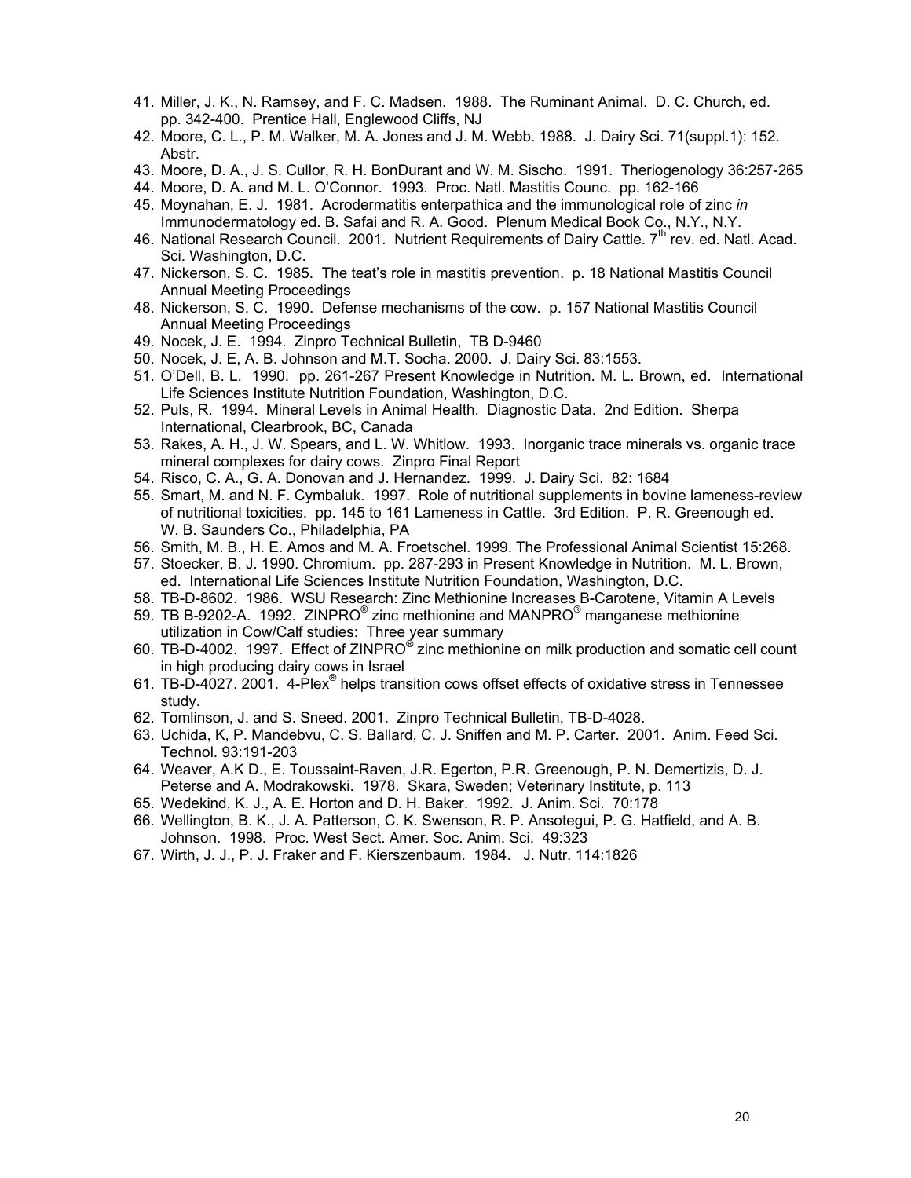41. Miller, J. K., N. Ramsey, and F. C. Madsen. 1988. The Ruminant Animal. D. C. Church, ed. pp. 342-400. Prentice Hall, Englewood Cliffs, NJ
42. Moore, C. L., P. M. Walker, M. A. Jones and J. M. Webb. 1988. J. Dairy Sci. 71(suppl.1): 152. Abstr.
43. Moore, D. A., J. S. Cullor, R. H. BonDurant and W. M. Sischo. 1991. Theriogenology 36:257-265
44. Moore, D. A. and M. L. O'Connor. 1993. Proc. Natl. Mastitis Counc. pp. 162-166
45. Moynahan, E. J. 1981. Acrodermatitis enterpathica and the immunological role of zinc *in* Immunodermatology ed. B. Safai and R. A. Good. Plenum Medical Book Co., N.Y., N.Y.
46. National Research Council. 2001. Nutrient Requirements of Dairy Cattle. 7th rev. ed. Natl. Acad. Sci. Washington, D.C.
47. Nickerson, S. C. 1985. The teat's role in mastitis prevention. p. 18 National Mastitis Council Annual Meeting Proceedings
48. Nickerson, S. C. 1990. Defense mechanisms of the cow. p. 157 National Mastitis Council Annual Meeting Proceedings
49. Nocek, J. E. 1994. Zinpro Technical Bulletin, TB D-9460
50. Nocek, J. E, A. B. Johnson and M.T. Socha. 2000. J. Dairy Sci. 83:1553.
51. O'Dell, B. L. 1990. pp. 261-267 Present Knowledge in Nutrition. M. L. Brown, ed. International Life Sciences Institute Nutrition Foundation, Washington, D.C.
52. Puls, R. 1994. Mineral Levels in Animal Health. Diagnostic Data. 2nd Edition. Sherpa International, Clearbrook, BC, Canada
53. Rakes, A. H., J. W. Spears, and L. W. Whitlow. 1993. Inorganic trace minerals vs. organic trace mineral complexes for dairy cows. Zinpro Final Report
54. Risco, C. A., G. A. Donovan and J. Hernandez. 1999. J. Dairy Sci. 82: 1684
55. Smart, M. and N. F. Cymbaluk. 1997. Role of nutritional supplements in bovine lameness-review of nutritional toxicities. pp. 145 to 161 Lameness in Cattle. 3rd Edition. P. R. Greenough ed. W. B. Saunders Co., Philadelphia, PA
56. Smith, M. B., H. E. Amos and M. A. Froetschel. 1999. The Professional Animal Scientist 15:268.
57. Stoecker, B. J. 1990. Chromium. pp. 287-293 in Present Knowledge in Nutrition. M. L. Brown, ed. International Life Sciences Institute Nutrition Foundation, Washington, D.C.
58. TB-D-8602. 1986. WSU Research: Zinc Methionine Increases B-Carotene, Vitamin A Levels
59. TB B-9202-A. 1992. ZINPRO® zinc methionine and MANPRO® manganese methionine utilization in Cow/Calf studies: Three year summary
60. TB-D-4002. 1997. Effect of ZINPRO® zinc methionine on milk production and somatic cell count in high producing dairy cows in Israel
61. TB-D-4027. 2001. 4-Plex® helps transition cows offset effects of oxidative stress in Tennessee study.
62. Tomlinson, J. and S. Sneed. 2001. Zinpro Technical Bulletin, TB-D-4028.
63. Uchida, K, P. Mandebvu, C. S. Ballard, C. J. Sniffen and M. P. Carter. 2001. Anim. Feed Sci. Technol. 93:191-203
64. Weaver, A.K D., E. Toussaint-Raven, J.R. Egerton, P.R. Greenough, P. N. Demertizis, D. J. Peterse and A. Modrakowski. 1978. Skara, Sweden; Veterinary Institute, p. 113
65. Wedekind, K. J., A. E. Horton and D. H. Baker. 1992. J. Anim. Sci. 70:178
66. Wellington, B. K., J. A. Patterson, C. K. Swenson, R. P. Ansotegui, P. G. Hatfield, and A. B. Johnson. 1998. Proc. West Sect. Amer. Soc. Anim. Sci. 49:323
67. Wirth, J. J., P. J. Fraker and F. Kierszenbaum. 1984. J. Nutr. 114:1826